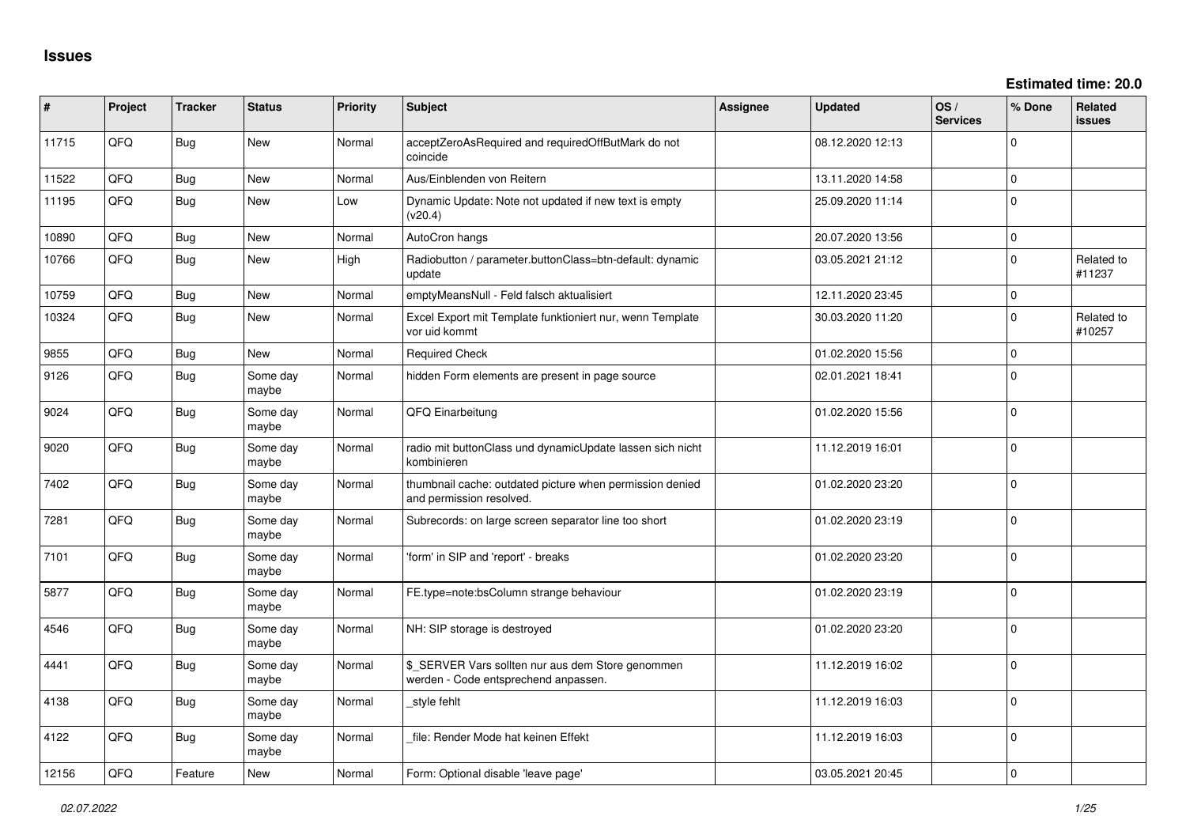# Issues

**Estimated time: 20.0**

| # | Project | Tracker | Status | Priority | Subject | Assignee | Updated | OS / Services | % Done | Related issues |
|---|---|---|---|---|---|---|---|---|---|---|
| 11715 | QFQ | Bug | New | Normal | acceptZeroAsRequired and requiredOffButMark do not coincide | | 08.12.2020 12:13 | | 0 | |
| 11522 | QFQ | Bug | New | Normal | Aus/Einblenden von Reitern | | 13.11.2020 14:58 | | 0 | |
| 11195 | QFQ | Bug | New | Low | Dynamic Update: Note not updated if new text is empty (v20.4) | | 25.09.2020 11:14 | | 0 | |
| 10890 | QFQ | Bug | New | Normal | AutoCron hangs | | 20.07.2020 13:56 | | 0 | |
| 10766 | QFQ | Bug | New | High | Radiobutton / parameter.buttonClass=btn-default: dynamic update | | 03.05.2021 21:12 | | 0 | Related to #11237 |
| 10759 | QFQ | Bug | New | Normal | emptyMeansNull - Feld falsch aktualisiert | | 12.11.2020 23:45 | | 0 | |
| 10324 | QFQ | Bug | New | Normal | Excel Export mit Template funktioniert nur, wenn Template vor uid kommt | | 30.03.2020 11:20 | | 0 | Related to #10257 |
| 9855 | QFQ | Bug | New | Normal | Required Check | | 01.02.2020 15:56 | | 0 | |
| 9126 | QFQ | Bug | Some day maybe | Normal | hidden Form elements are present in page source | | 02.01.2021 18:41 | | 0 | |
| 9024 | QFQ | Bug | Some day maybe | Normal | QFQ Einarbeitung | | 01.02.2020 15:56 | | 0 | |
| 9020 | QFQ | Bug | Some day maybe | Normal | radio mit buttonClass und dynamicUpdate lassen sich nicht kombinieren | | 11.12.2019 16:01 | | 0 | |
| 7402 | QFQ | Bug | Some day maybe | Normal | thumbnail cache: outdated picture when permission denied and permission resolved. | | 01.02.2020 23:20 | | 0 | |
| 7281 | QFQ | Bug | Some day maybe | Normal | Subrecords: on large screen separator line too short | | 01.02.2020 23:19 | | 0 | |
| 7101 | QFQ | Bug | Some day maybe | Normal | 'form' in SIP and 'report' - breaks | | 01.02.2020 23:20 | | 0 | |
| 5877 | QFQ | Bug | Some day maybe | Normal | FE.type=note:bsColumn strange behaviour | | 01.02.2020 23:19 | | 0 | |
| 4546 | QFQ | Bug | Some day maybe | Normal | NH: SIP storage is destroyed | | 01.02.2020 23:20 | | 0 | |
| 4441 | QFQ | Bug | Some day maybe | Normal | $_SERVER Vars sollten nur aus dem Store genommen werden - Code entsprechend anpassen. | | 11.12.2019 16:02 | | 0 | |
| 4138 | QFQ | Bug | Some day maybe | Normal | _style fehlt | | 11.12.2019 16:03 | | 0 | |
| 4122 | QFQ | Bug | Some day maybe | Normal | _file: Render Mode hat keinen Effekt | | 11.12.2019 16:03 | | 0 | |
| 12156 | QFQ | Feature | New | Normal | Form: Optional disable 'leave page' | | 03.05.2021 20:45 | | 0 | |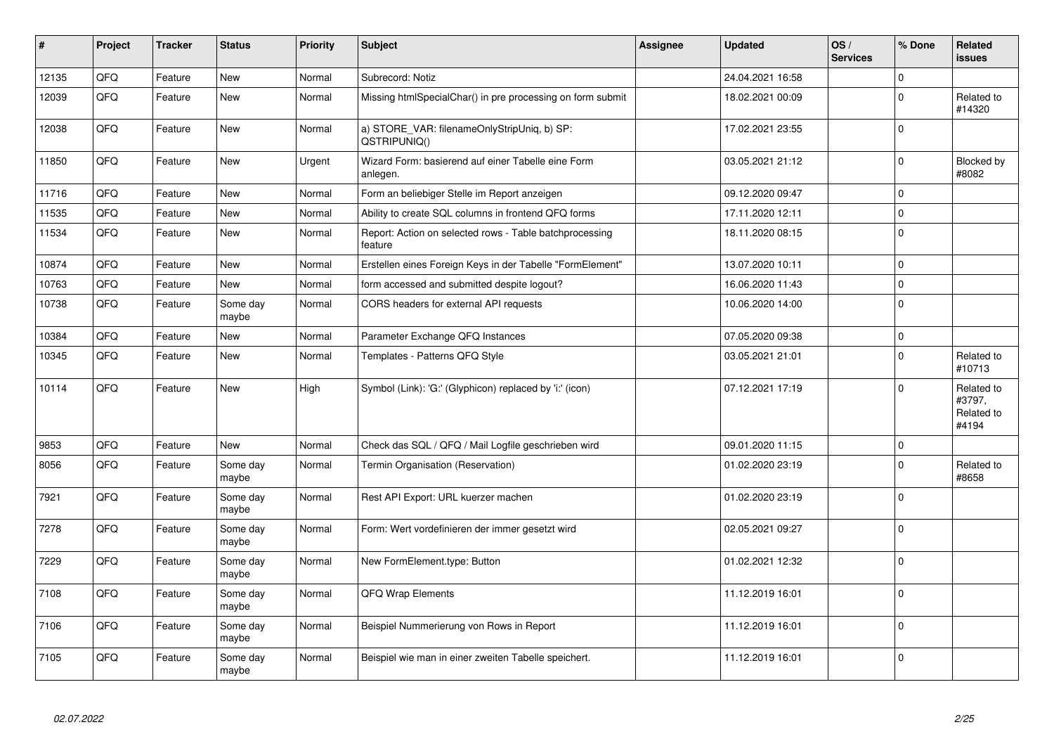| # | Project | Tracker | Status | Priority | Subject | Assignee | Updated | OS / Services | % Done | Related issues |
|---|---|---|---|---|---|---|---|---|---|---|
| 12135 | QFQ | Feature | New | Normal | Subrecord: Notiz | | 24.04.2021 16:58 | | 0 | |
| 12039 | QFQ | Feature | New | Normal | Missing htmlSpecialChar() in pre processing on form submit | | 18.02.2021 00:09 | | 0 | Related to #14320 |
| 12038 | QFQ | Feature | New | Normal | a) STORE_VAR: filenameOnlyStripUniq, b) SP: QSTRIPUNIQ() | | 17.02.2021 23:55 | | 0 | |
| 11850 | QFQ | Feature | New | Urgent | Wizard Form: basierend auf einer Tabelle eine Form anlegen. | | 03.05.2021 21:12 | | 0 | Blocked by #8082 |
| 11716 | QFQ | Feature | New | Normal | Form an beliebiger Stelle im Report anzeigen | | 09.12.2020 09:47 | | 0 | |
| 11535 | QFQ | Feature | New | Normal | Ability to create SQL columns in frontend QFQ forms | | 17.11.2020 12:11 | | 0 | |
| 11534 | QFQ | Feature | New | Normal | Report: Action on selected rows - Table batchprocessing feature | | 18.11.2020 08:15 | | 0 | |
| 10874 | QFQ | Feature | New | Normal | Erstellen eines Foreign Keys in der Tabelle "FormElement" | | 13.07.2020 10:11 | | 0 | |
| 10763 | QFQ | Feature | New | Normal | form accessed and submitted despite logout? | | 16.06.2020 11:43 | | 0 | |
| 10738 | QFQ | Feature | Some day maybe | Normal | CORS headers for external API requests | | 10.06.2020 14:00 | | 0 | |
| 10384 | QFQ | Feature | New | Normal | Parameter Exchange QFQ Instances | | 07.05.2020 09:38 | | 0 | |
| 10345 | QFQ | Feature | New | Normal | Templates - Patterns QFQ Style | | 03.05.2021 21:01 | | 0 | Related to #10713 |
| 10114 | QFQ | Feature | New | High | Symbol (Link): 'G:' (Glyphicon) replaced by 'i:' (icon) | | 07.12.2021 17:19 | | 0 | Related to #3797, Related to #4194 |
| 9853 | QFQ | Feature | New | Normal | Check das SQL / QFQ / Mail Logfile geschrieben wird | | 09.01.2020 11:15 | | 0 | |
| 8056 | QFQ | Feature | Some day maybe | Normal | Termin Organisation (Reservation) | | 01.02.2020 23:19 | | 0 | Related to #8658 |
| 7921 | QFQ | Feature | Some day maybe | Normal | Rest API Export: URL kuerzer machen | | 01.02.2020 23:19 | | 0 | |
| 7278 | QFQ | Feature | Some day maybe | Normal | Form: Wert vordefinieren der immer gesetzt wird | | 02.05.2021 09:27 | | 0 | |
| 7229 | QFQ | Feature | Some day maybe | Normal | New FormElement.type: Button | | 01.02.2021 12:32 | | 0 | |
| 7108 | QFQ | Feature | Some day maybe | Normal | QFQ Wrap Elements | | 11.12.2019 16:01 | | 0 | |
| 7106 | QFQ | Feature | Some day maybe | Normal | Beispiel Nummerierung von Rows in Report | | 11.12.2019 16:01 | | 0 | |
| 7105 | QFQ | Feature | Some day maybe | Normal | Beispiel wie man in einer zweiten Tabelle speichert. | | 11.12.2019 16:01 | | 0 | |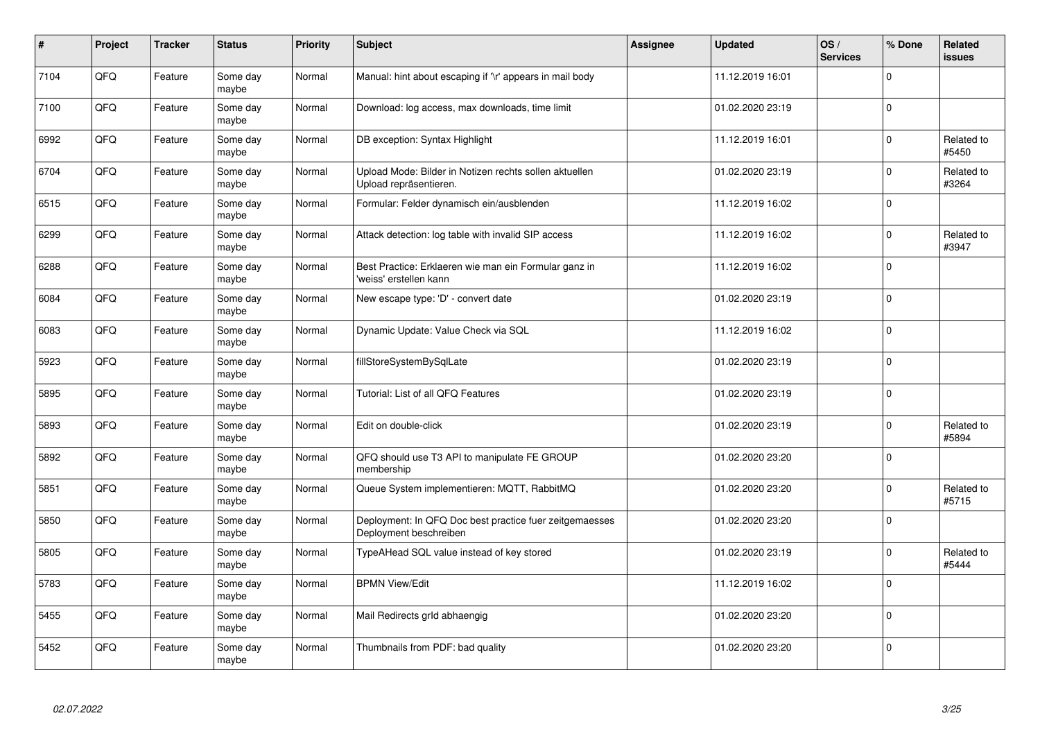| # | Project | Tracker | Status | Priority | Subject | Assignee | Updated | OS / Services | % Done | Related issues |
|---|---|---|---|---|---|---|---|---|---|---|
| 7104 | QFQ | Feature | Some day maybe | Normal | Manual: hint about escaping if '\r' appears in mail body | | 11.12.2019 16:01 | | 0 | |
| 7100 | QFQ | Feature | Some day maybe | Normal | Download: log access, max downloads, time limit | | 01.02.2020 23:19 | | 0 | |
| 6992 | QFQ | Feature | Some day maybe | Normal | DB exception: Syntax Highlight | | 11.12.2019 16:01 | | 0 | Related to #5450 |
| 6704 | QFQ | Feature | Some day maybe | Normal | Upload Mode: Bilder in Notizen rechts sollen aktuellen Upload repräsentieren. | | 01.02.2020 23:19 | | 0 | Related to #3264 |
| 6515 | QFQ | Feature | Some day maybe | Normal | Formular: Felder dynamisch ein/ausblenden | | 11.12.2019 16:02 | | 0 | |
| 6299 | QFQ | Feature | Some day maybe | Normal | Attack detection: log table with invalid SIP access | | 11.12.2019 16:02 | | 0 | Related to #3947 |
| 6288 | QFQ | Feature | Some day maybe | Normal | Best Practice: Erklaeren wie man ein Formular ganz in 'weiss' erstellen kann | | 11.12.2019 16:02 | | 0 | |
| 6084 | QFQ | Feature | Some day maybe | Normal | New escape type: 'D' - convert date | | 01.02.2020 23:19 | | 0 | |
| 6083 | QFQ | Feature | Some day maybe | Normal | Dynamic Update: Value Check via SQL | | 11.12.2019 16:02 | | 0 | |
| 5923 | QFQ | Feature | Some day maybe | Normal | fillStoreSystemBySqlLate | | 01.02.2020 23:19 | | 0 | |
| 5895 | QFQ | Feature | Some day maybe | Normal | Tutorial: List of all QFQ Features | | 01.02.2020 23:19 | | 0 | |
| 5893 | QFQ | Feature | Some day maybe | Normal | Edit on double-click | | 01.02.2020 23:19 | | 0 | Related to #5894 |
| 5892 | QFQ | Feature | Some day maybe | Normal | QFQ should use T3 API to manipulate FE GROUP membership | | 01.02.2020 23:20 | | 0 | |
| 5851 | QFQ | Feature | Some day maybe | Normal | Queue System implementieren: MQTT, RabbitMQ | | 01.02.2020 23:20 | | 0 | Related to #5715 |
| 5850 | QFQ | Feature | Some day maybe | Normal | Deployment: In QFQ Doc best practice fuer zeitgemaesses Deployment beschreiben | | 01.02.2020 23:20 | | 0 | |
| 5805 | QFQ | Feature | Some day maybe | Normal | TypeAHead SQL value instead of key stored | | 01.02.2020 23:19 | | 0 | Related to #5444 |
| 5783 | QFQ | Feature | Some day maybe | Normal | BPMN View/Edit | | 11.12.2019 16:02 | | 0 | |
| 5455 | QFQ | Feature | Some day maybe | Normal | Mail Redirects grId abhaengig | | 01.02.2020 23:20 | | 0 | |
| 5452 | QFQ | Feature | Some day maybe | Normal | Thumbnails from PDF: bad quality | | 01.02.2020 23:20 | | 0 | |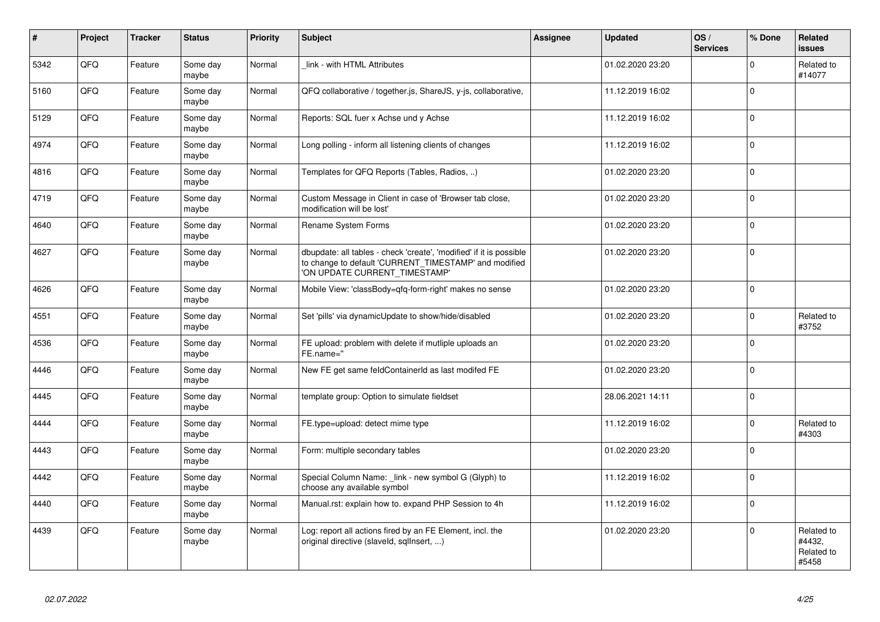| # | Project | Tracker | Status | Priority | Subject | Assignee | Updated | OS / Services | % Done | Related issues |
|---|---|---|---|---|---|---|---|---|---|---|
| 5342 | QFO | Feature | Some day maybe | Normal | _link - with HTML Attributes | | 01.02.2020 23:20 | | 0 | Related to #14077 |
| 5160 | QFO | Feature | Some day maybe | Normal | QFQ collaborative / together.js, ShareJS, y-js, collaborative, | | 11.12.2019 16:02 | | 0 | |
| 5129 | QFO | Feature | Some day maybe | Normal | Reports: SQL fuer x Achse und y Achse | | 11.12.2019 16:02 | | 0 | |
| 4974 | QFO | Feature | Some day maybe | Normal | Long polling - inform all listening clients of changes | | 11.12.2019 16:02 | | 0 | |
| 4816 | QFO | Feature | Some day maybe | Normal | Templates for QFQ Reports (Tables, Radios, ..) | | 01.02.2020 23:20 | | 0 | |
| 4719 | QFO | Feature | Some day maybe | Normal | Custom Message in Client in case of 'Browser tab close, modification will be lost' | | 01.02.2020 23:20 | | 0 | |
| 4640 | QFO | Feature | Some day maybe | Normal | Rename System Forms | | 01.02.2020 23:20 | | 0 | |
| 4627 | QFO | Feature | Some day maybe | Normal | dbupdate: all tables - check 'create', 'modified' if it is possible to change to default 'CURRENT_TIMESTAMP' and modified 'ON UPDATE CURRENT_TIMESTAMP' | | 01.02.2020 23:20 | | 0 | |
| 4626 | QFO | Feature | Some day maybe | Normal | Mobile View: 'classBody=qfq-form-right' makes no sense | | 01.02.2020 23:20 | | 0 | |
| 4551 | QFO | Feature | Some day maybe | Normal | Set 'pills' via dynamicUpdate to show/hide/disabled | | 01.02.2020 23:20 | | 0 | Related to #3752 |
| 4536 | QFO | Feature | Some day maybe | Normal | FE upload: problem with delete if mutliple uploads an FE.name='' | | 01.02.2020 23:20 | | 0 | |
| 4446 | QFO | Feature | Some day maybe | Normal | New FE get same feldContainerId as last modifed FE | | 01.02.2020 23:20 | | 0 | |
| 4445 | QFO | Feature | Some day maybe | Normal | template group: Option to simulate fieldset | | 28.06.2021 14:11 | | 0 | |
| 4444 | QFO | Feature | Some day maybe | Normal | FE.type=upload: detect mime type | | 11.12.2019 16:02 | | 0 | Related to #4303 |
| 4443 | QFO | Feature | Some day maybe | Normal | Form: multiple secondary tables | | 01.02.2020 23:20 | | 0 | |
| 4442 | QFO | Feature | Some day maybe | Normal | Special Column Name: _link - new symbol G (Glyph) to choose any available symbol | | 11.12.2019 16:02 | | 0 | |
| 4440 | QFO | Feature | Some day maybe | Normal | Manual.rst: explain how to. expand PHP Session to 4h | | 11.12.2019 16:02 | | 0 | |
| 4439 | QFO | Feature | Some day maybe | Normal | Log: report all actions fired by an FE Element, incl. the original directive (slaveId, sqlInsert, ...) | | 01.02.2020 23:20 | | 0 | Related to #4432, Related to #5458 |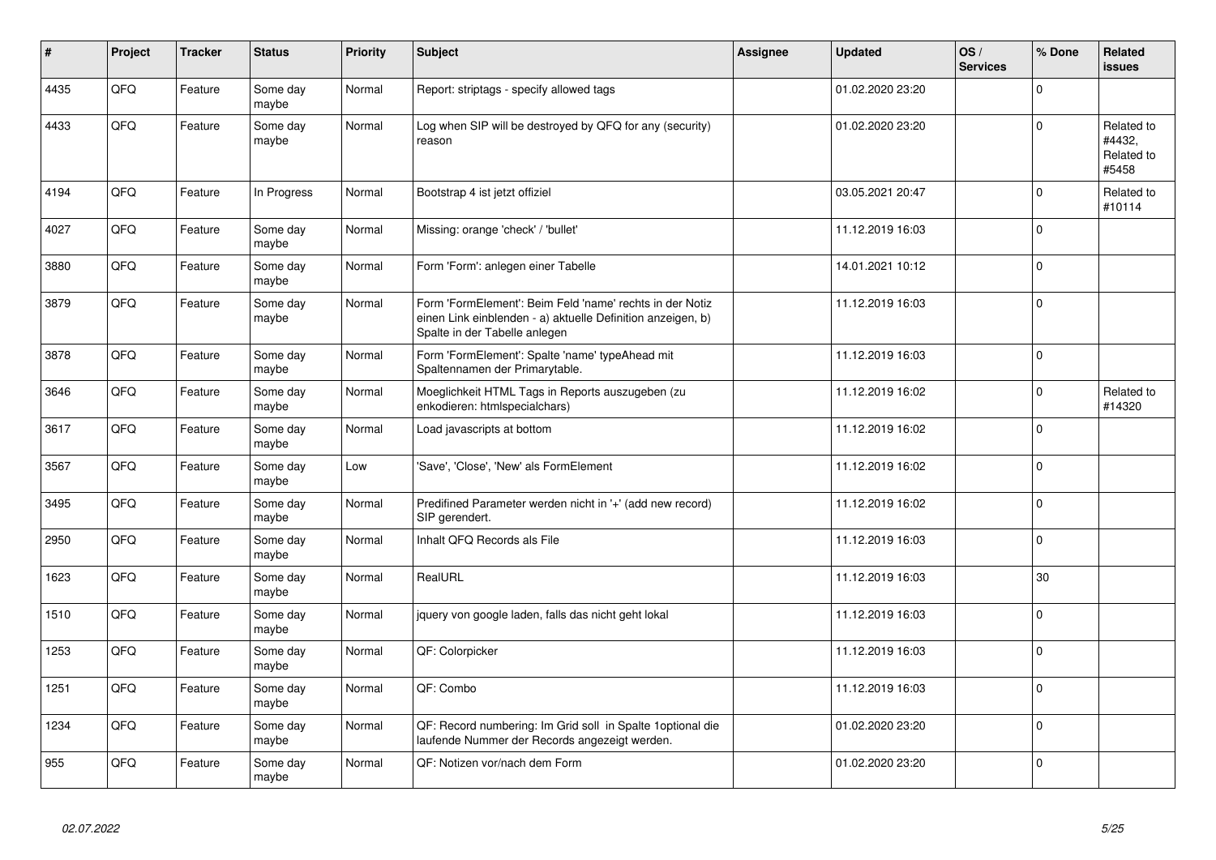| # | Project | Tracker | Status | Priority | Subject | Assignee | Updated | OS / Services | % Done | Related issues |
|---|---|---|---|---|---|---|---|---|---|---|
| 4435 | QFQ | Feature | Some day maybe | Normal | Report: striptags - specify allowed tags | | 01.02.2020 23:20 | | 0 | |
| 4433 | QFQ | Feature | Some day maybe | Normal | Log when SIP will be destroyed by QFQ for any (security) reason | | 01.02.2020 23:20 | | 0 | Related to #4432, Related to #5458 |
| 4194 | QFQ | Feature | In Progress | Normal | Bootstrap 4 ist jetzt offiziel | | 03.05.2021 20:47 | | 0 | Related to #10114 |
| 4027 | QFQ | Feature | Some day maybe | Normal | Missing: orange 'check' / 'bullet' | | 11.12.2019 16:03 | | 0 | |
| 3880 | QFQ | Feature | Some day maybe | Normal | Form 'Form': anlegen einer Tabelle | | 14.01.2021 10:12 | | 0 | |
| 3879 | QFQ | Feature | Some day maybe | Normal | Form 'FormElement': Beim Feld 'name' rechts in der Notiz einen Link einblenden - a) aktuelle Definition anzeigen, b) Spalte in der Tabelle anlegen | | 11.12.2019 16:03 | | 0 | |
| 3878 | QFQ | Feature | Some day maybe | Normal | Form 'FormElement': Spalte 'name' typeAhead mit Spaltennamen der Primarytable. | | 11.12.2019 16:03 | | 0 | |
| 3646 | QFQ | Feature | Some day maybe | Normal | Moeglichkeit HTML Tags in Reports auszugeben (zu enkodieren: htmlspecialchars) | | 11.12.2019 16:02 | | 0 | Related to #14320 |
| 3617 | QFQ | Feature | Some day maybe | Normal | Load javascripts at bottom | | 11.12.2019 16:02 | | 0 | |
| 3567 | QFQ | Feature | Some day maybe | Low | 'Save', 'Close', 'New' als FormElement | | 11.12.2019 16:02 | | 0 | |
| 3495 | QFQ | Feature | Some day maybe | Normal | Predifined Parameter werden nicht in '+' (add new record) SIP gerendert. | | 11.12.2019 16:02 | | 0 | |
| 2950 | QFQ | Feature | Some day maybe | Normal | Inhalt QFQ Records als File | | 11.12.2019 16:03 | | 0 | |
| 1623 | QFQ | Feature | Some day maybe | Normal | RealURL | | 11.12.2019 16:03 | | 30 | |
| 1510 | QFQ | Feature | Some day maybe | Normal | jquery von google laden, falls das nicht geht lokal | | 11.12.2019 16:03 | | 0 | |
| 1253 | QFQ | Feature | Some day maybe | Normal | QF: Colorpicker | | 11.12.2019 16:03 | | 0 | |
| 1251 | QFQ | Feature | Some day maybe | Normal | QF: Combo | | 11.12.2019 16:03 | | 0 | |
| 1234 | QFQ | Feature | Some day maybe | Normal | QF: Record numbering: Im Grid soll in Spalte 1optional die laufende Nummer der Records angezeigt werden. | | 01.02.2020 23:20 | | 0 | |
| 955 | QFQ | Feature | Some day maybe | Normal | QF: Notizen vor/nach dem Form | | 01.02.2020 23:20 | | 0 | |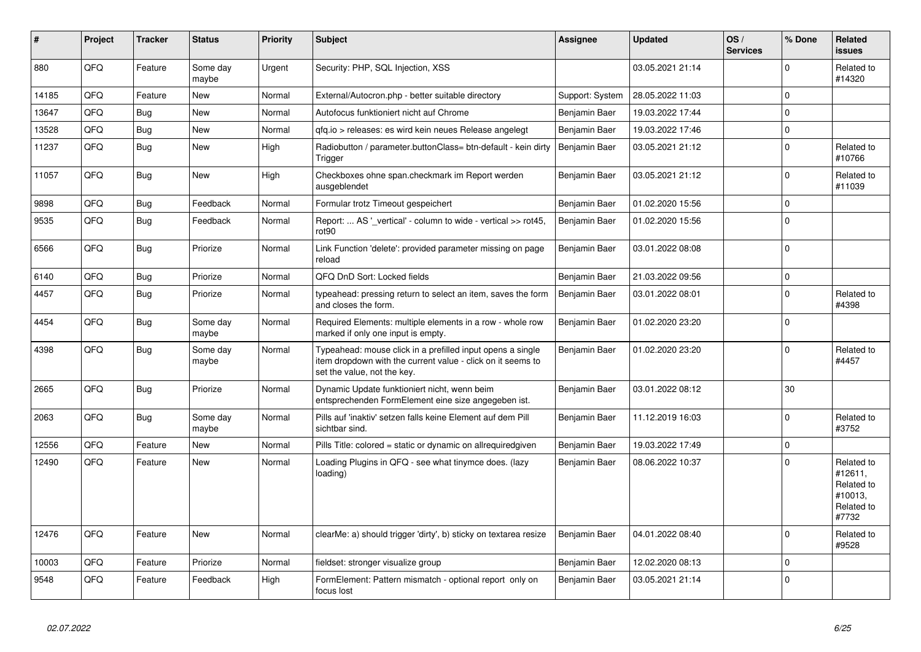| # | Project | Tracker | Status | Priority | Subject | Assignee | Updated | OS / Services | % Done | Related issues |
|---|---|---|---|---|---|---|---|---|---|---|
| 880 | QFQ | Feature | Some day maybe | Urgent | Security: PHP, SQL Injection, XSS | | 03.05.2021 21:14 | | 0 | Related to #14320 |
| 14185 | QFQ | Feature | New | Normal | External/Autocron.php - better suitable directory | Support: System | 28.05.2022 11:03 | | 0 | |
| 13647 | QFQ | Bug | New | Normal | Autofocus funktioniert nicht auf Chrome | Benjamin Baer | 19.03.2022 17:44 | | 0 | |
| 13528 | QFQ | Bug | New | Normal | qfq.io > releases: es wird kein neues Release angelegt | Benjamin Baer | 19.03.2022 17:46 | | 0 | |
| 11237 | QFQ | Bug | New | High | Radiobutton / parameter.buttonClass= btn-default - kein dirty Trigger | Benjamin Baer | 03.05.2021 21:12 | | 0 | Related to #10766 |
| 11057 | QFQ | Bug | New | High | Checkboxes ohne span.checkmark im Report werden ausgeblendet | Benjamin Baer | 03.05.2021 21:12 | | 0 | Related to #11039 |
| 9898 | QFQ | Bug | Feedback | Normal | Formular trotz Timeout gespeichert | Benjamin Baer | 01.02.2020 15:56 | | 0 | |
| 9535 | QFQ | Bug | Feedback | Normal | Report: ... AS '_vertical' - column to wide - vertical >> rot45, rot90 | Benjamin Baer | 01.02.2020 15:56 | | 0 | |
| 6566 | QFQ | Bug | Priorize | Normal | Link Function 'delete': provided parameter missing on page reload | Benjamin Baer | 03.01.2022 08:08 | | 0 | |
| 6140 | QFQ | Bug | Priorize | Normal | QFQ DnD Sort: Locked fields | Benjamin Baer | 21.03.2022 09:56 | | 0 | |
| 4457 | QFQ | Bug | Priorize | Normal | typeahead: pressing return to select an item, saves the form and closes the form. | Benjamin Baer | 03.01.2022 08:01 | | 0 | Related to #4398 |
| 4454 | QFQ | Bug | Some day maybe | Normal | Required Elements: multiple elements in a row - whole row marked if only one input is empty. | Benjamin Baer | 01.02.2020 23:20 | | 0 | |
| 4398 | QFQ | Bug | Some day maybe | Normal | Typeahead: mouse click in a prefilled input opens a single item dropdown with the current value - click on it seems to set the value, not the key. | Benjamin Baer | 01.02.2020 23:20 | | 0 | Related to #4457 |
| 2665 | QFQ | Bug | Priorize | Normal | Dynamic Update funktioniert nicht, wenn beim entsprechenden FormElement eine size angegeben ist. | Benjamin Baer | 03.01.2022 08:12 | | 30 | |
| 2063 | QFQ | Bug | Some day maybe | Normal | Pills auf 'inaktiv' setzen falls keine Element auf dem Pill sichtbar sind. | Benjamin Baer | 11.12.2019 16:03 | | 0 | Related to #3752 |
| 12556 | QFQ | Feature | New | Normal | Pills Title: colored = static or dynamic on allrequiredgiven | Benjamin Baer | 19.03.2022 17:49 | | 0 | |
| 12490 | QFQ | Feature | New | Normal | Loading Plugins in QFQ - see what tinymce does. (lazy loading) | Benjamin Baer | 08.06.2022 10:37 | | 0 | Related to #12611, Related to #10013, Related to #7732 |
| 12476 | QFQ | Feature | New | Normal | clearMe: a) should trigger 'dirty', b) sticky on textarea resize | Benjamin Baer | 04.01.2022 08:40 | | 0 | Related to #9528 |
| 10003 | QFQ | Feature | Priorize | Normal | fieldset: stronger visualize group | Benjamin Baer | 12.02.2020 08:13 | | 0 | |
| 9548 | QFQ | Feature | Feedback | High | FormElement: Pattern mismatch - optional report only on focus lost | Benjamin Baer | 03.05.2021 21:14 | | 0 | |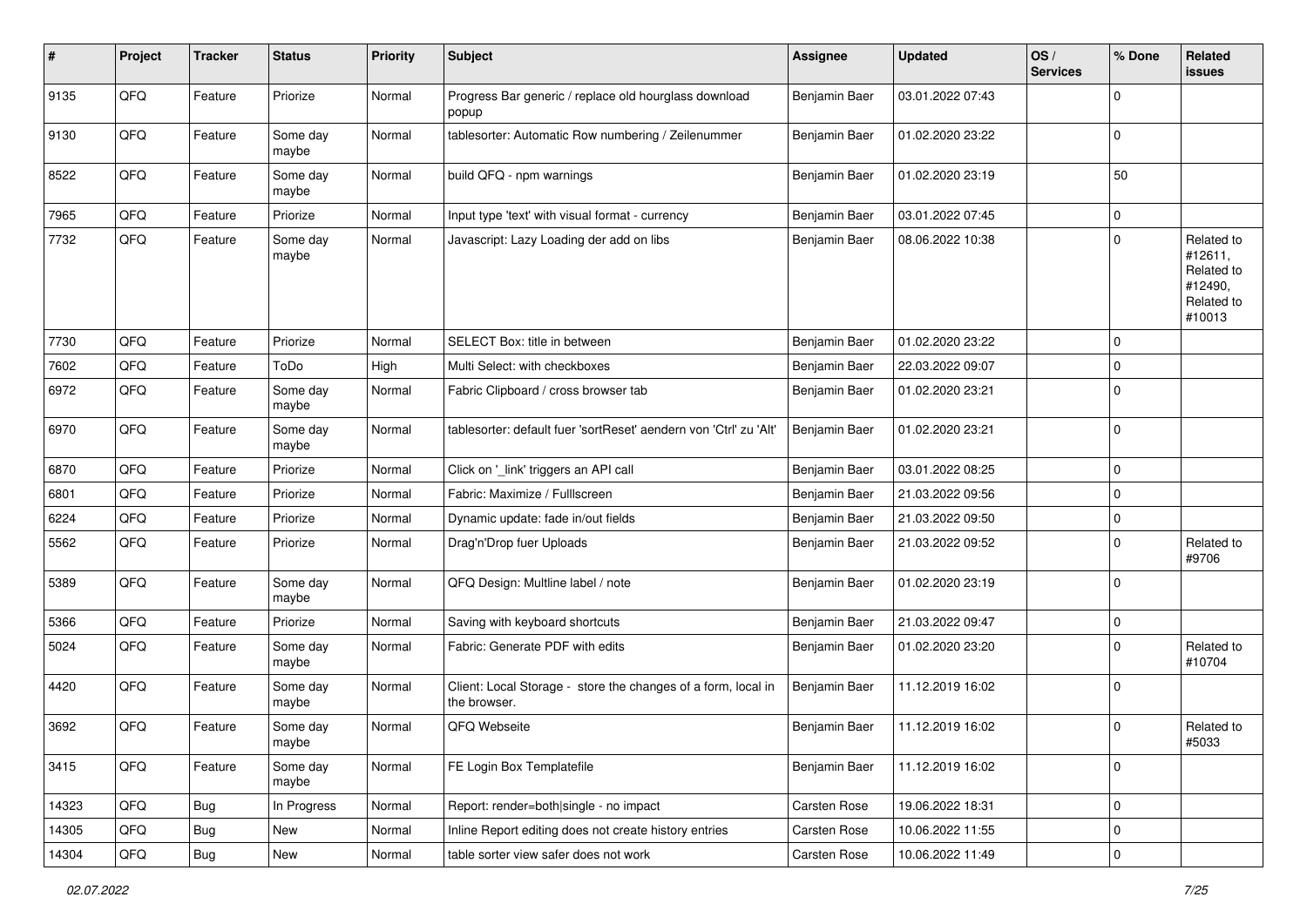| # | Project | Tracker | Status | Priority | Subject | Assignee | Updated | OS / Services | % Done | Related issues |
|---|---|---|---|---|---|---|---|---|---|---|
| 9135 | QFQ | Feature | Priorize | Normal | Progress Bar generic / replace old hourglass download popup | Benjamin Baer | 03.01.2022 07:43 | | 0 | |
| 9130 | QFQ | Feature | Some day maybe | Normal | tablesorter: Automatic Row numbering / Zeilenummer | Benjamin Baer | 01.02.2020 23:22 | | 0 | |
| 8522 | QFQ | Feature | Some day maybe | Normal | build QFQ - npm warnings | Benjamin Baer | 01.02.2020 23:19 | | 50 | |
| 7965 | QFQ | Feature | Priorize | Normal | Input type 'text' with visual format - currency | Benjamin Baer | 03.01.2022 07:45 | | 0 | |
| 7732 | QFQ | Feature | Some day maybe | Normal | Javascript: Lazy Loading der add on libs | Benjamin Baer | 08.06.2022 10:38 | | 0 | Related to #12611, Related to #12490, Related to #10013 |
| 7730 | QFQ | Feature | Priorize | Normal | SELECT Box: title in between | Benjamin Baer | 01.02.2020 23:22 | | 0 | |
| 7602 | QFQ | Feature | ToDo | High | Multi Select: with checkboxes | Benjamin Baer | 22.03.2022 09:07 | | 0 | |
| 6972 | QFQ | Feature | Some day maybe | Normal | Fabric Clipboard / cross browser tab | Benjamin Baer | 01.02.2020 23:21 | | 0 | |
| 6970 | QFQ | Feature | Some day maybe | Normal | tablesorter: default fuer 'sortReset' aendern von 'Ctrl' zu 'Alt' | Benjamin Baer | 01.02.2020 23:21 | | 0 | |
| 6870 | QFQ | Feature | Priorize | Normal | Click on '_link' triggers an API call | Benjamin Baer | 03.01.2022 08:25 | | 0 | |
| 6801 | QFQ | Feature | Priorize | Normal | Fabric: Maximize / Fulllscreen | Benjamin Baer | 21.03.2022 09:56 | | 0 | |
| 6224 | QFQ | Feature | Priorize | Normal | Dynamic update: fade in/out fields | Benjamin Baer | 21.03.2022 09:50 | | 0 | |
| 5562 | QFQ | Feature | Priorize | Normal | Drag'n'Drop fuer Uploads | Benjamin Baer | 21.03.2022 09:52 | | 0 | Related to #9706 |
| 5389 | QFQ | Feature | Some day maybe | Normal | QFQ Design: Multline label / note | Benjamin Baer | 01.02.2020 23:19 | | 0 | |
| 5366 | QFQ | Feature | Priorize | Normal | Saving with keyboard shortcuts | Benjamin Baer | 21.03.2022 09:47 | | 0 | |
| 5024 | QFQ | Feature | Some day maybe | Normal | Fabric: Generate PDF with edits | Benjamin Baer | 01.02.2020 23:20 | | 0 | Related to #10704 |
| 4420 | QFQ | Feature | Some day maybe | Normal | Client: Local Storage - store the changes of a form, local in the browser. | Benjamin Baer | 11.12.2019 16:02 | | 0 | |
| 3692 | QFQ | Feature | Some day maybe | Normal | QFQ Webseite | Benjamin Baer | 11.12.2019 16:02 | | 0 | Related to #5033 |
| 3415 | QFQ | Feature | Some day maybe | Normal | FE Login Box Templatefile | Benjamin Baer | 11.12.2019 16:02 | | 0 | |
| 14323 | QFQ | Bug | In Progress | Normal | Report: render=both\|single - no impact | Carsten Rose | 19.06.2022 18:31 | | 0 | |
| 14305 | QFQ | Bug | New | Normal | Inline Report editing does not create history entries | Carsten Rose | 10.06.2022 11:55 | | 0 | |
| 14304 | QFQ | Bug | New | Normal | table sorter view safer does not work | Carsten Rose | 10.06.2022 11:49 | | 0 | |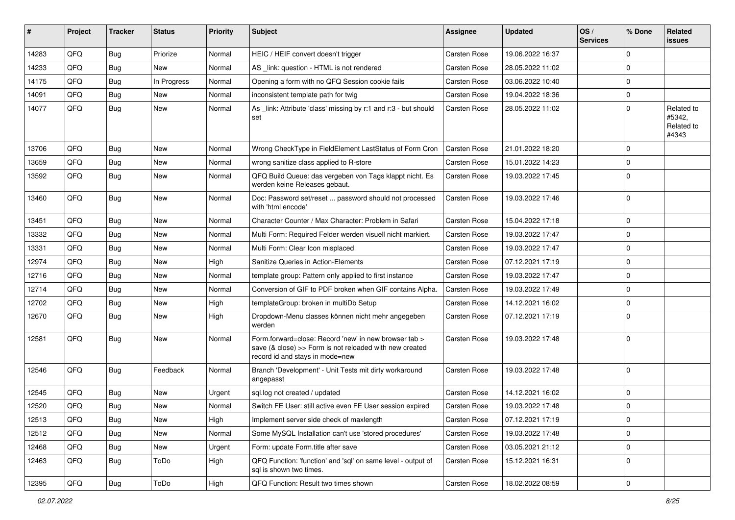| # | Project | Tracker | Status | Priority | Subject | Assignee | Updated | OS / Services | % Done | Related issues |
|---|---|---|---|---|---|---|---|---|---|---|
| 14283 | QFQ | Bug | Priorize | Normal | HEIC / HEIF convert doesn't trigger | Carsten Rose | 19.06.2022 16:37 | | 0 | |
| 14233 | QFQ | Bug | New | Normal | AS _link: question - HTML is not rendered | Carsten Rose | 28.05.2022 11:02 | | 0 | |
| 14175 | QFQ | Bug | In Progress | Normal | Opening a form with no QFQ Session cookie fails | Carsten Rose | 03.06.2022 10:40 | | 0 | |
| 14091 | QFQ | Bug | New | Normal | inconsistent template path for twig | Carsten Rose | 19.04.2022 18:36 | | 0 | |
| 14077 | QFQ | Bug | New | Normal | As _link: Attribute 'class' missing by r:1 and r:3 - but should set | Carsten Rose | 28.05.2022 11:02 | | 0 | Related to #5342, Related to #4343 |
| 13706 | QFQ | Bug | New | Normal | Wrong CheckType in FieldElement LastStatus of Form Cron | Carsten Rose | 21.01.2022 18:20 | | 0 | |
| 13659 | QFQ | Bug | New | Normal | wrong sanitize class applied to R-store | Carsten Rose | 15.01.2022 14:23 | | 0 | |
| 13592 | QFQ | Bug | New | Normal | QFQ Build Queue: das vergeben von Tags klappt nicht. Es werden keine Releases gebaut. | Carsten Rose | 19.03.2022 17:45 | | 0 | |
| 13460 | QFQ | Bug | New | Normal | Doc: Password set/reset ... password should not processed with 'html encode' | Carsten Rose | 19.03.2022 17:46 | | 0 | |
| 13451 | QFQ | Bug | New | Normal | Character Counter / Max Character: Problem in Safari | Carsten Rose | 15.04.2022 17:18 | | 0 | |
| 13332 | QFQ | Bug | New | Normal | Multi Form: Required Felder werden visuell nicht markiert. | Carsten Rose | 19.03.2022 17:47 | | 0 | |
| 13331 | QFQ | Bug | New | Normal | Multi Form: Clear Icon misplaced | Carsten Rose | 19.03.2022 17:47 | | 0 | |
| 12974 | QFQ | Bug | New | High | Sanitize Queries in Action-Elements | Carsten Rose | 07.12.2021 17:19 | | 0 | |
| 12716 | QFQ | Bug | New | Normal | template group: Pattern only applied to first instance | Carsten Rose | 19.03.2022 17:47 | | 0 | |
| 12714 | QFQ | Bug | New | Normal | Conversion of GIF to PDF broken when GIF contains Alpha. | Carsten Rose | 19.03.2022 17:49 | | 0 | |
| 12702 | QFQ | Bug | New | High | templateGroup: broken in multiDb Setup | Carsten Rose | 14.12.2021 16:02 | | 0 | |
| 12670 | QFQ | Bug | New | High | Dropdown-Menu classes können nicht mehr angegeben werden | Carsten Rose | 07.12.2021 17:19 | | 0 | |
| 12581 | QFQ | Bug | New | Normal | Form.forward=close: Record 'new' in new browser tab > save (& close) >> Form is not reloaded with new created record id and stays in mode=new | Carsten Rose | 19.03.2022 17:48 | | 0 | |
| 12546 | QFQ | Bug | Feedback | Normal | Branch 'Development' - Unit Tests mit dirty workaround angepasst | Carsten Rose | 19.03.2022 17:48 | | 0 | |
| 12545 | QFQ | Bug | New | Urgent | sql.log not created / updated | Carsten Rose | 14.12.2021 16:02 | | 0 | |
| 12520 | QFQ | Bug | New | Normal | Switch FE User: still active even FE User session expired | Carsten Rose | 19.03.2022 17:48 | | 0 | |
| 12513 | QFQ | Bug | New | High | Implement server side check of maxlength | Carsten Rose | 07.12.2021 17:19 | | 0 | |
| 12512 | QFQ | Bug | New | Normal | Some MySQL Installation can't use 'stored procedures' | Carsten Rose | 19.03.2022 17:48 | | 0 | |
| 12468 | QFQ | Bug | New | Urgent | Form: update Form.title after save | Carsten Rose | 03.05.2021 21:12 | | 0 | |
| 12463 | QFQ | Bug | ToDo | High | QFQ Function: 'function' and 'sql' on same level - output of sql is shown two times. | Carsten Rose | 15.12.2021 16:31 | | 0 | |
| 12395 | QFQ | Bug | ToDo | High | QFQ Function: Result two times shown | Carsten Rose | 18.02.2022 08:59 | | 0 | |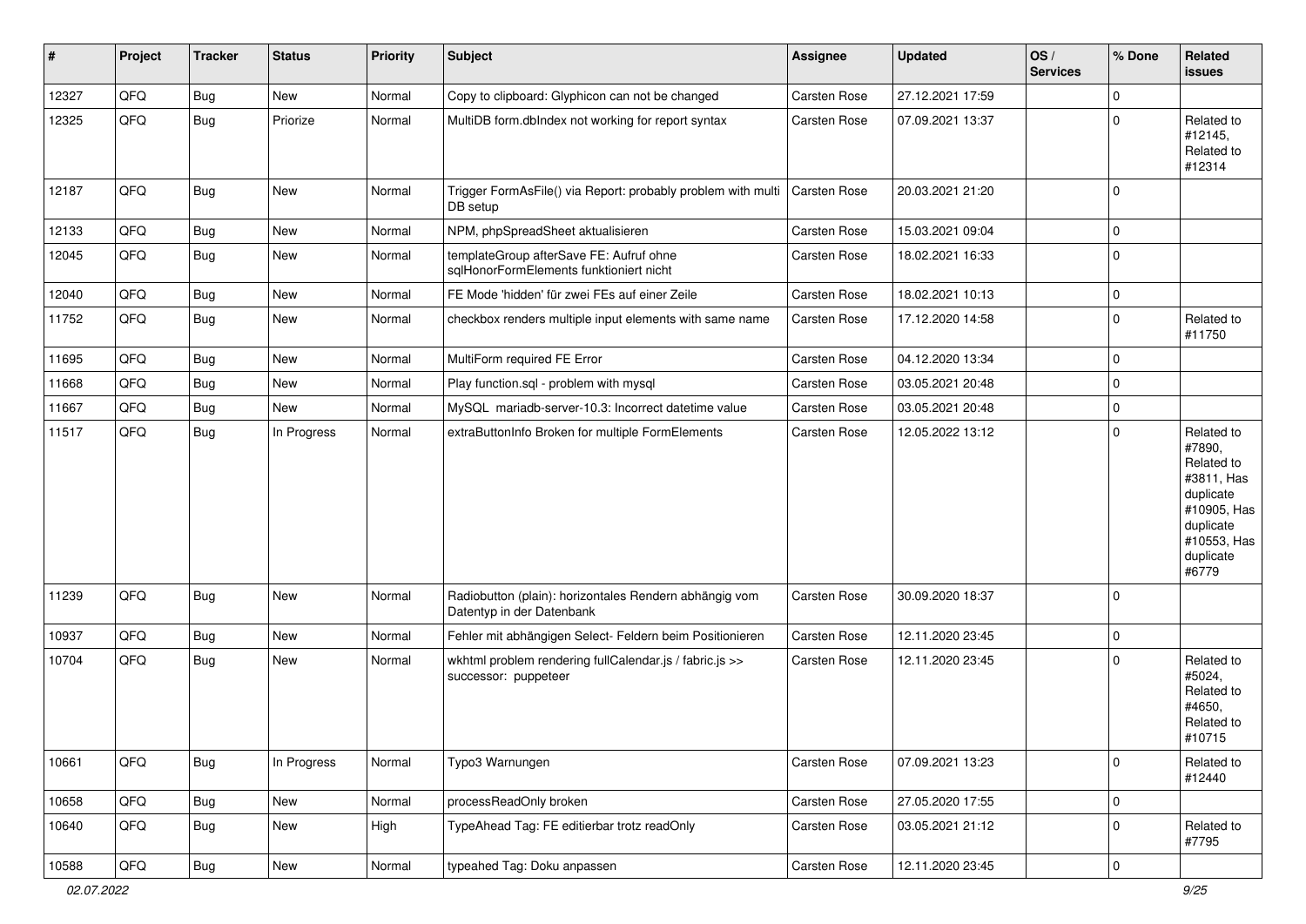| # | Project | Tracker | Status | Priority | Subject | Assignee | Updated | OS / Services | % Done | Related issues |
|---|---|---|---|---|---|---|---|---|---|---|
| 12327 | QFQ | Bug | New | Normal | Copy to clipboard: Glyphicon can not be changed | Carsten Rose | 27.12.2021 17:59 | | 0 | |
| 12325 | QFQ | Bug | Priorize | Normal | MultiDB form.dbIndex not working for report syntax | Carsten Rose | 07.09.2021 13:37 | | 0 | Related to #12145, Related to #12314 |
| 12187 | QFQ | Bug | New | Normal | Trigger FormAsFile() via Report: probably problem with multi DB setup | Carsten Rose | 20.03.2021 21:20 | | 0 | |
| 12133 | QFQ | Bug | New | Normal | NPM, phpSpreadSheet aktualisieren | Carsten Rose | 15.03.2021 09:04 | | 0 | |
| 12045 | QFQ | Bug | New | Normal | templateGroup afterSave FE: Aufruf ohne sqlHonorFormElements funktioniert nicht | Carsten Rose | 18.02.2021 16:33 | | 0 | |
| 12040 | QFQ | Bug | New | Normal | FE Mode 'hidden' für zwei FEs auf einer Zeile | Carsten Rose | 18.02.2021 10:13 | | 0 | |
| 11752 | QFQ | Bug | New | Normal | checkbox renders multiple input elements with same name | Carsten Rose | 17.12.2020 14:58 | | 0 | Related to #11750 |
| 11695 | QFQ | Bug | New | Normal | MultiForm required FE Error | Carsten Rose | 04.12.2020 13:34 | | 0 | |
| 11668 | QFQ | Bug | New | Normal | Play function.sql - problem with mysql | Carsten Rose | 03.05.2021 20:48 | | 0 | |
| 11667 | QFQ | Bug | New | Normal | MySQL mariadb-server-10.3: Incorrect datetime value | Carsten Rose | 03.05.2021 20:48 | | 0 | |
| 11517 | QFQ | Bug | In Progress | Normal | extraButtonInfo Broken for multiple FormElements | Carsten Rose | 12.05.2022 13:12 | | 0 | Related to #7890, Related to #3811, Has duplicate #10905, Has duplicate #10553, Has duplicate #6779 |
| 11239 | QFQ | Bug | New | Normal | Radiobutton (plain): horizontales Rendern abhängig vom Datentyp in der Datenbank | Carsten Rose | 30.09.2020 18:37 | | 0 | |
| 10937 | QFQ | Bug | New | Normal | Fehler mit abhängigen Select- Feldern beim Positionieren | Carsten Rose | 12.11.2020 23:45 | | 0 | |
| 10704 | QFQ | Bug | New | Normal | wkhtml problem rendering fullCalendar.js / fabric.js >> successor: puppeteer | Carsten Rose | 12.11.2020 23:45 | | 0 | Related to #5024, Related to #4650, Related to #10715 |
| 10661 | QFQ | Bug | In Progress | Normal | Typo3 Warnungen | Carsten Rose | 07.09.2021 13:23 | | 0 | Related to #12440 |
| 10658 | QFQ | Bug | New | Normal | processReadOnly broken | Carsten Rose | 27.05.2020 17:55 | | 0 | |
| 10640 | QFQ | Bug | New | High | TypeAhead Tag: FE editierbar trotz readOnly | Carsten Rose | 03.05.2021 21:12 | | 0 | Related to #7795 |
| 10588 | QFQ | Bug | New | Normal | typeahed Tag: Doku anpassen | Carsten Rose | 12.11.2020 23:45 | | 0 | |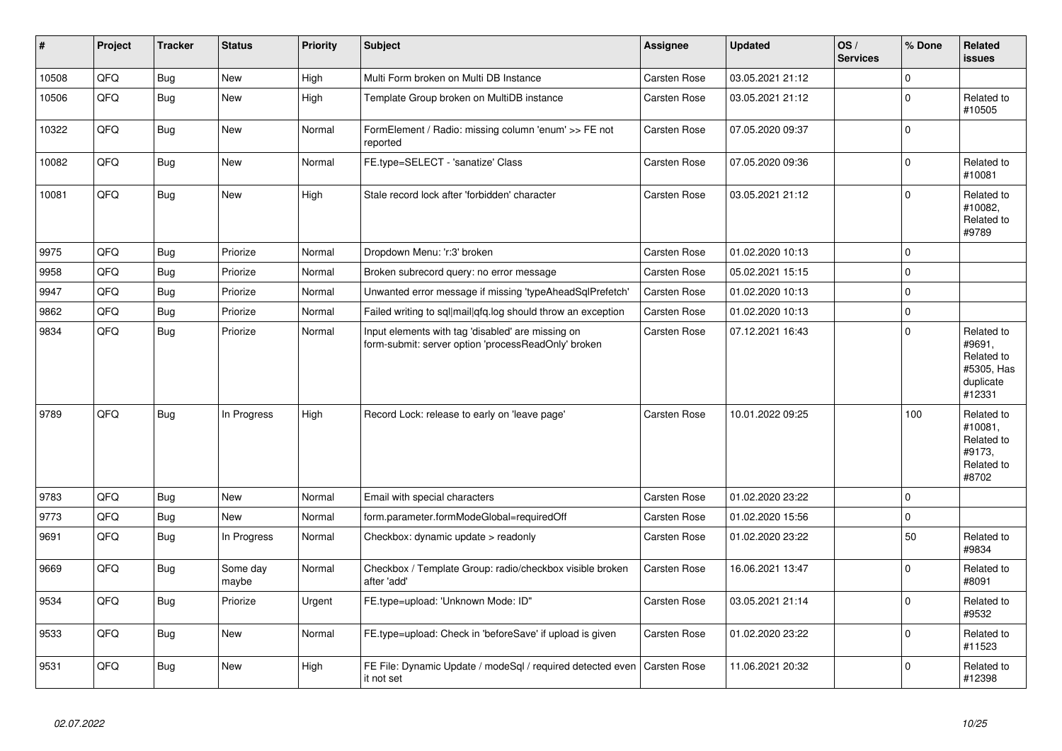| # | Project | Tracker | Status | Priority | Subject | Assignee | Updated | OS / Services | % Done | Related issues |
|---|---|---|---|---|---|---|---|---|---|---|
| 10508 | QFQ | Bug | New | High | Multi Form broken on Multi DB Instance | Carsten Rose | 03.05.2021 21:12 | | 0 | |
| 10506 | QFQ | Bug | New | High | Template Group broken on MultiDB instance | Carsten Rose | 03.05.2021 21:12 | | 0 | Related to #10505 |
| 10322 | QFQ | Bug | New | Normal | FormElement / Radio: missing column 'enum' >> FE not reported | Carsten Rose | 07.05.2020 09:37 | | 0 | |
| 10082 | QFQ | Bug | New | Normal | FE.type=SELECT - 'sanatize' Class | Carsten Rose | 07.05.2020 09:36 | | 0 | Related to #10081 |
| 10081 | QFQ | Bug | New | High | Stale record lock after 'forbidden' character | Carsten Rose | 03.05.2021 21:12 | | 0 | Related to #10082, Related to #9789 |
| 9975 | QFQ | Bug | Priorize | Normal | Dropdown Menu: 'r:3' broken | Carsten Rose | 01.02.2020 10:13 | | 0 | |
| 9958 | QFQ | Bug | Priorize | Normal | Broken subrecord query: no error message | Carsten Rose | 05.02.2021 15:15 | | 0 | |
| 9947 | QFQ | Bug | Priorize | Normal | Unwanted error message if missing 'typeAheadSqlPrefetch' | Carsten Rose | 01.02.2020 10:13 | | 0 | |
| 9862 | QFQ | Bug | Priorize | Normal | Failed writing to sql\|mail\|qfq.log should throw an exception | Carsten Rose | 01.02.2020 10:13 | | 0 | |
| 9834 | QFQ | Bug | Priorize | Normal | Input elements with tag 'disabled' are missing on form-submit: server option 'processReadOnly' broken | Carsten Rose | 07.12.2021 16:43 | | 0 | Related to #9691, Related to #5305, Has duplicate #12331 |
| 9789 | QFQ | Bug | In Progress | High | Record Lock: release to early on 'leave page' | Carsten Rose | 10.01.2022 09:25 | | 100 | Related to #10081, Related to #9173, Related to #8702 |
| 9783 | QFQ | Bug | New | Normal | Email with special characters | Carsten Rose | 01.02.2020 23:22 | | 0 | |
| 9773 | QFQ | Bug | New | Normal | form.parameter.formModeGlobal=requiredOff | Carsten Rose | 01.02.2020 15:56 | | 0 | |
| 9691 | QFQ | Bug | In Progress | Normal | Checkbox: dynamic update > readonly | Carsten Rose | 01.02.2020 23:22 | | 50 | Related to #9834 |
| 9669 | QFQ | Bug | Some day maybe | Normal | Checkbox / Template Group: radio/checkbox visible broken after 'add' | Carsten Rose | 16.06.2021 13:47 | | 0 | Related to #8091 |
| 9534 | QFQ | Bug | Priorize | Urgent | FE.type=upload: 'Unknown Mode: ID" | Carsten Rose | 03.05.2021 21:14 | | 0 | Related to #9532 |
| 9533 | QFQ | Bug | New | Normal | FE.type=upload: Check in 'beforeSave' if upload is given | Carsten Rose | 01.02.2020 23:22 | | 0 | Related to #11523 |
| 9531 | QFQ | Bug | New | High | FE File: Dynamic Update / modeSql / required detected even it not set | Carsten Rose | 11.06.2021 20:32 | | 0 | Related to #12398 |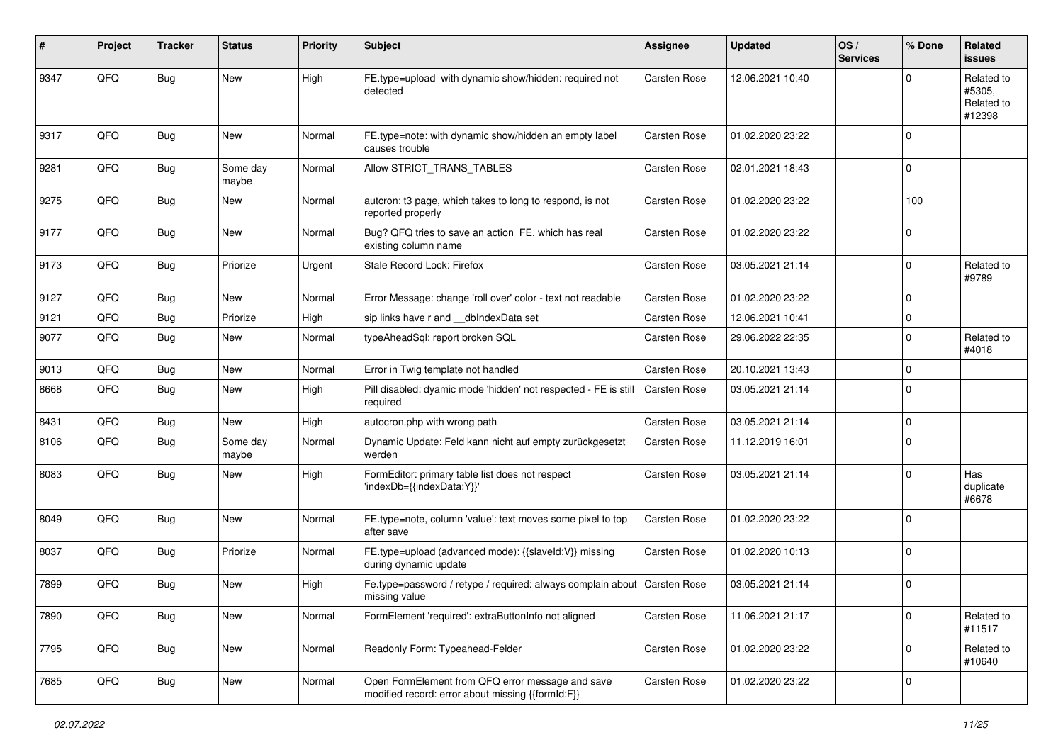| # | Project | Tracker | Status | Priority | Subject | Assignee | Updated | OS / Services | % Done | Related issues |
|---|---|---|---|---|---|---|---|---|---|---|
| 9347 | QFQ | Bug | New | High | FE.type=upload with dynamic show/hidden: required not detected | Carsten Rose | 12.06.2021 10:40 | | 0 | Related to #5305, Related to #12398 |
| 9317 | QFQ | Bug | New | Normal | FE.type=note: with dynamic show/hidden an empty label causes trouble | Carsten Rose | 01.02.2020 23:22 | | 0 | |
| 9281 | QFQ | Bug | Some day maybe | Normal | Allow STRICT_TRANS_TABLES | Carsten Rose | 02.01.2021 18:43 | | 0 | |
| 9275 | QFQ | Bug | New | Normal | autcron: t3 page, which takes to long to respond, is not reported properly | Carsten Rose | 01.02.2020 23:22 | | 100 | |
| 9177 | QFQ | Bug | New | Normal | Bug? QFQ tries to save an action FE, which has real existing column name | Carsten Rose | 01.02.2020 23:22 | | 0 | |
| 9173 | QFQ | Bug | Priorize | Urgent | Stale Record Lock: Firefox | Carsten Rose | 03.05.2021 21:14 | | 0 | Related to #9789 |
| 9127 | QFQ | Bug | New | Normal | Error Message: change 'roll over' color - text not readable | Carsten Rose | 01.02.2020 23:22 | | 0 | |
| 9121 | QFQ | Bug | Priorize | High | sip links have r and __dbIndexData set | Carsten Rose | 12.06.2021 10:41 | | 0 | |
| 9077 | QFQ | Bug | New | Normal | typeAheadSql: report broken SQL | Carsten Rose | 29.06.2022 22:35 | | 0 | Related to #4018 |
| 9013 | QFQ | Bug | New | Normal | Error in Twig template not handled | Carsten Rose | 20.10.2021 13:43 | | 0 | |
| 8668 | QFQ | Bug | New | High | Pill disabled: dyamic mode 'hidden' not respected - FE is still required | Carsten Rose | 03.05.2021 21:14 | | 0 | |
| 8431 | QFQ | Bug | New | High | autocron.php with wrong path | Carsten Rose | 03.05.2021 21:14 | | 0 | |
| 8106 | QFQ | Bug | Some day maybe | Normal | Dynamic Update: Feld kann nicht auf empty zurückgesetzt werden | Carsten Rose | 11.12.2019 16:01 | | 0 | |
| 8083 | QFQ | Bug | New | High | FormEditor: primary table list does not respect 'indexDb={{indexData:Y}}' | Carsten Rose | 03.05.2021 21:14 | | 0 | Has duplicate #6678 |
| 8049 | QFQ | Bug | New | Normal | FE.type=note, column 'value': text moves some pixel to top after save | Carsten Rose | 01.02.2020 23:22 | | 0 | |
| 8037 | QFQ | Bug | Priorize | Normal | FE.type=upload (advanced mode): {{slaveId:V}} missing during dynamic update | Carsten Rose | 01.02.2020 10:13 | | 0 | |
| 7899 | QFQ | Bug | New | High | Fe.type=password / retype / required: always complain about missing value | Carsten Rose | 03.05.2021 21:14 | | 0 | |
| 7890 | QFQ | Bug | New | Normal | FormElement 'required': extraButtonInfo not aligned | Carsten Rose | 11.06.2021 21:17 | | 0 | Related to #11517 |
| 7795 | QFQ | Bug | New | Normal | Readonly Form: Typeahead-Felder | Carsten Rose | 01.02.2020 23:22 | | 0 | Related to #10640 |
| 7685 | QFQ | Bug | New | Normal | Open FormElement from QFQ error message and save modified record: error about missing {{formId:F}} | Carsten Rose | 01.02.2020 23:22 | | 0 | |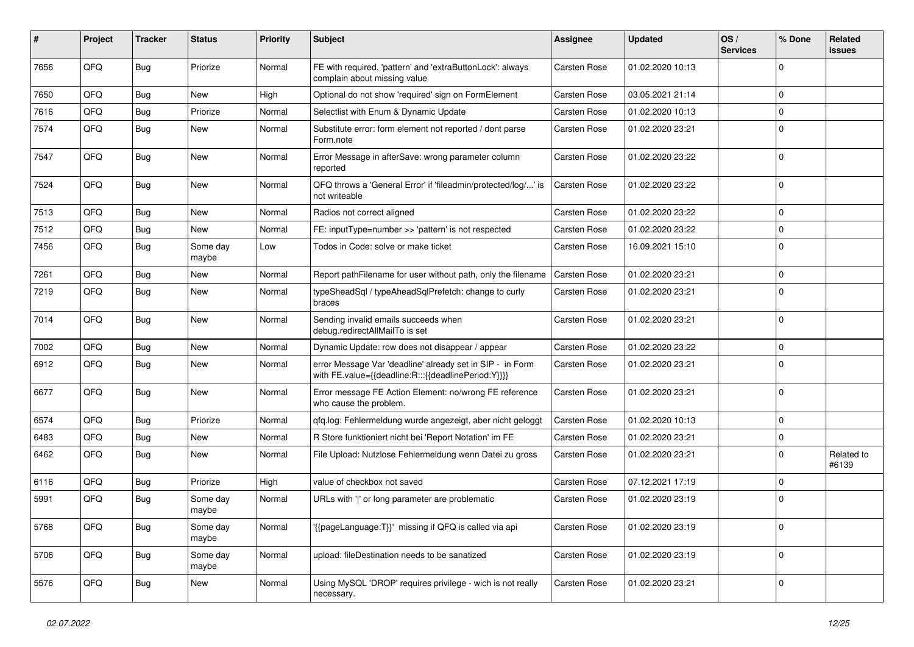| # | Project | Tracker | Status | Priority | Subject | Assignee | Updated | OS / Services | % Done | Related issues |
|---|---|---|---|---|---|---|---|---|---|---|
| 7656 | QFQ | Bug | Priorize | Normal | FE with required, 'pattern' and 'extraButtonLock': always complain about missing value | Carsten Rose | 01.02.2020 10:13 | | 0 | |
| 7650 | QFQ | Bug | New | High | Optional do not show 'required' sign on FormElement | Carsten Rose | 03.05.2021 21:14 | | 0 | |
| 7616 | QFQ | Bug | Priorize | Normal | Selectlist with Enum & Dynamic Update | Carsten Rose | 01.02.2020 10:13 | | 0 | |
| 7574 | QFQ | Bug | New | Normal | Substitute error: form element not reported / dont parse Form.note | Carsten Rose | 01.02.2020 23:21 | | 0 | |
| 7547 | QFQ | Bug | New | Normal | Error Message in afterSave: wrong parameter column reported | Carsten Rose | 01.02.2020 23:22 | | 0 | |
| 7524 | QFQ | Bug | New | Normal | QFQ throws a 'General Error' if 'fileadmin/protected/log/...' is not writeable | Carsten Rose | 01.02.2020 23:22 | | 0 | |
| 7513 | QFQ | Bug | New | Normal | Radios not correct aligned | Carsten Rose | 01.02.2020 23:22 | | 0 | |
| 7512 | QFQ | Bug | New | Normal | FE: inputType=number >> 'pattern' is not respected | Carsten Rose | 01.02.2020 23:22 | | 0 | |
| 7456 | QFQ | Bug | Some day maybe | Low | Todos in Code: solve or make ticket | Carsten Rose | 16.09.2021 15:10 | | 0 | |
| 7261 | QFQ | Bug | New | Normal | Report pathFilename for user without path, only the filename | Carsten Rose | 01.02.2020 23:21 | | 0 | |
| 7219 | QFQ | Bug | New | Normal | typeSheadSql / typeAheadSqlPrefetch: change to curly braces | Carsten Rose | 01.02.2020 23:21 | | 0 | |
| 7014 | QFQ | Bug | New | Normal | Sending invalid emails succeeds when debug.redirectAllMailTo is set | Carsten Rose | 01.02.2020 23:21 | | 0 | |
| 7002 | QFQ | Bug | New | Normal | Dynamic Update: row does not disappear / appear | Carsten Rose | 01.02.2020 23:22 | | 0 | |
| 6912 | QFQ | Bug | New | Normal | error Message Var 'deadline' already set in SIP - in Form with FE.value={{deadline:R:::{{deadlinePeriod:Y}}}} | Carsten Rose | 01.02.2020 23:21 | | 0 | |
| 6677 | QFQ | Bug | New | Normal | Error message FE Action Element: no/wrong FE reference who cause the problem. | Carsten Rose | 01.02.2020 23:21 | | 0 | |
| 6574 | QFQ | Bug | Priorize | Normal | qfq.log: Fehlermeldung wurde angezeigt, aber nicht geloggt | Carsten Rose | 01.02.2020 10:13 | | 0 | |
| 6483 | QFQ | Bug | New | Normal | R Store funktioniert nicht bei 'Report Notation' im FE | Carsten Rose | 01.02.2020 23:21 | | 0 | |
| 6462 | QFQ | Bug | New | Normal | File Upload: Nutzlose Fehlermeldung wenn Datei zu gross | Carsten Rose | 01.02.2020 23:21 | | 0 | Related to #6139 |
| 6116 | QFQ | Bug | Priorize | High | value of checkbox not saved | Carsten Rose | 07.12.2021 17:19 | | 0 | |
| 5991 | QFQ | Bug | Some day maybe | Normal | URLs with '|' or long parameter are problematic | Carsten Rose | 01.02.2020 23:19 | | 0 | |
| 5768 | QFQ | Bug | Some day maybe | Normal | '{{pageLanguage:T}}' missing if QFQ is called via api | Carsten Rose | 01.02.2020 23:19 | | 0 | |
| 5706 | QFQ | Bug | Some day maybe | Normal | upload: fileDestination needs to be sanatized | Carsten Rose | 01.02.2020 23:19 | | 0 | |
| 5576 | QFQ | Bug | New | Normal | Using MySQL 'DROP' requires privilege - wich is not really necessary. | Carsten Rose | 01.02.2020 23:21 | | 0 | |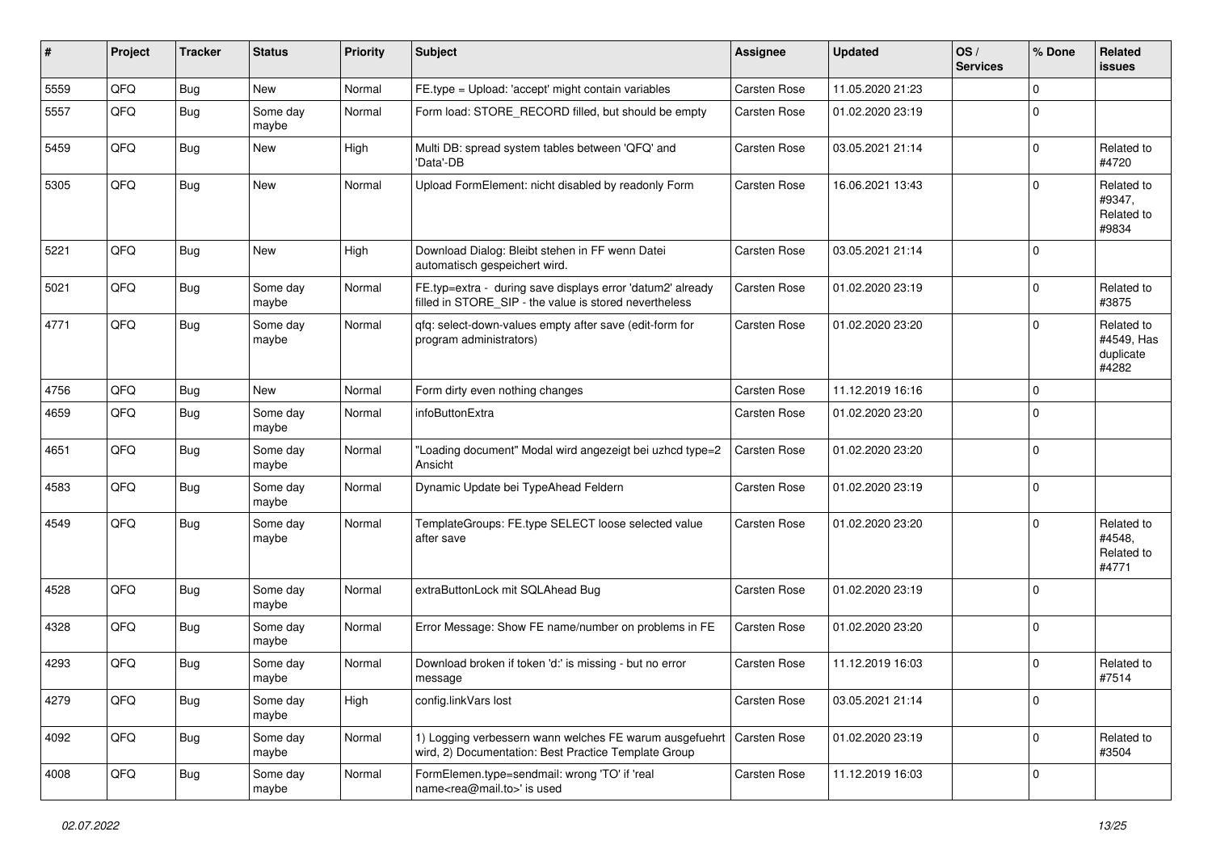| # | Project | Tracker | Status | Priority | Subject | Assignee | Updated | OS / Services | % Done | Related issues |
|---|---|---|---|---|---|---|---|---|---|---|
| 5559 | QFQ | Bug | New | Normal | FE.type = Upload: 'accept' might contain variables | Carsten Rose | 11.05.2020 21:23 | | 0 | |
| 5557 | QFQ | Bug | Some day maybe | Normal | Form load: STORE_RECORD filled, but should be empty | Carsten Rose | 01.02.2020 23:19 | | 0 | |
| 5459 | QFQ | Bug | New | High | Multi DB: spread system tables between 'QFQ' and 'Data'-DB | Carsten Rose | 03.05.2021 21:14 | | 0 | Related to #4720 |
| 5305 | QFQ | Bug | New | Normal | Upload FormElement: nicht disabled by readonly Form | Carsten Rose | 16.06.2021 13:43 | | 0 | Related to #9347, Related to #9834 |
| 5221 | QFQ | Bug | New | High | Download Dialog: Bleibt stehen in FF wenn Datei automatisch gespeichert wird. | Carsten Rose | 03.05.2021 21:14 | | 0 | |
| 5021 | QFQ | Bug | Some day maybe | Normal | FE.typ=extra - during save displays error 'datum2' already filled in STORE_SIP - the value is stored nevertheless | Carsten Rose | 01.02.2020 23:19 | | 0 | Related to #3875 |
| 4771 | QFQ | Bug | Some day maybe | Normal | qfq: select-down-values empty after save (edit-form for program administrators) | Carsten Rose | 01.02.2020 23:20 | | 0 | Related to #4549, Has duplicate #4282 |
| 4756 | QFQ | Bug | New | Normal | Form dirty even nothing changes | Carsten Rose | 11.12.2019 16:16 | | 0 | |
| 4659 | QFQ | Bug | Some day maybe | Normal | infoButtonExtra | Carsten Rose | 01.02.2020 23:20 | | 0 | |
| 4651 | QFQ | Bug | Some day maybe | Normal | "Loading document" Modal wird angezeigt bei uzhcd type=2 Ansicht | Carsten Rose | 01.02.2020 23:20 | | 0 | |
| 4583 | QFQ | Bug | Some day maybe | Normal | Dynamic Update bei TypeAhead Feldern | Carsten Rose | 01.02.2020 23:19 | | 0 | |
| 4549 | QFQ | Bug | Some day maybe | Normal | TemplateGroups: FE.type SELECT loose selected value after save | Carsten Rose | 01.02.2020 23:20 | | 0 | Related to #4548, Related to #4771 |
| 4528 | QFQ | Bug | Some day maybe | Normal | extraButtonLock mit SQLAhead Bug | Carsten Rose | 01.02.2020 23:19 | | 0 | |
| 4328 | QFQ | Bug | Some day maybe | Normal | Error Message: Show FE name/number on problems in FE | Carsten Rose | 01.02.2020 23:20 | | 0 | |
| 4293 | QFQ | Bug | Some day maybe | Normal | Download broken if token 'd:' is missing - but no error message | Carsten Rose | 11.12.2019 16:03 | | 0 | Related to #7514 |
| 4279 | QFQ | Bug | Some day maybe | High | config.linkVars lost | Carsten Rose | 03.05.2021 21:14 | | 0 | |
| 4092 | QFQ | Bug | Some day maybe | Normal | 1) Logging verbessern wann welches FE warum ausgefuehrt wird, 2) Documentation: Best Practice Template Group | Carsten Rose | 01.02.2020 23:19 | | 0 | Related to #3504 |
| 4008 | QFQ | Bug | Some day maybe | Normal | FormElemen.type=sendmail: wrong 'TO' if 'real name<rea@mail.to>' is used | Carsten Rose | 11.12.2019 16:03 | | 0 | |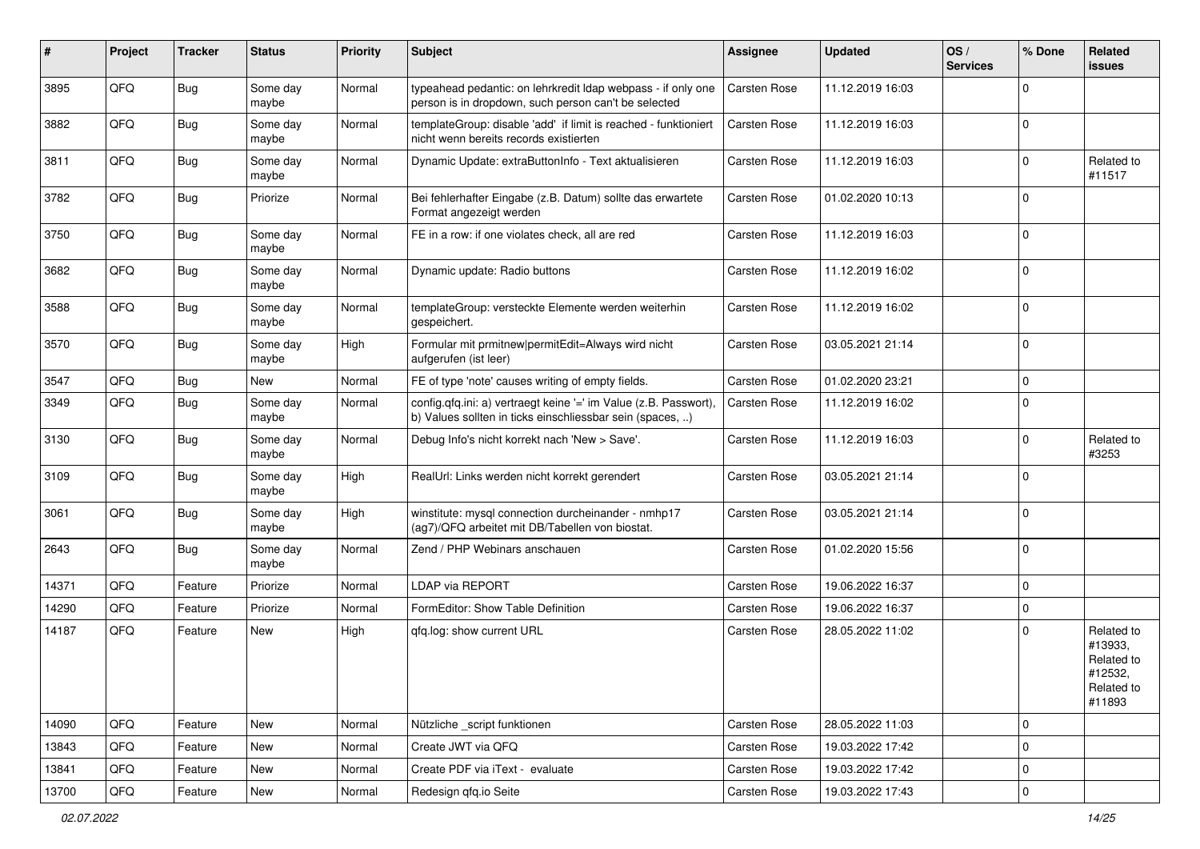| # | Project | Tracker | Status | Priority | Subject | Assignee | Updated | OS / Services | % Done | Related issues |
|---|---|---|---|---|---|---|---|---|---|---|
| 3895 | QFQ | Bug | Some day maybe | Normal | typeahead pedantic: on lehrkredit ldap webpass - if only one person is in dropdown, such person can't be selected | Carsten Rose | 11.12.2019 16:03 | | 0 | |
| 3882 | QFQ | Bug | Some day maybe | Normal | templateGroup: disable 'add' if limit is reached - funktioniert nicht wenn bereits records existierten | Carsten Rose | 11.12.2019 16:03 | | 0 | |
| 3811 | QFQ | Bug | Some day maybe | Normal | Dynamic Update: extraButtonInfo - Text aktualisieren | Carsten Rose | 11.12.2019 16:03 | | 0 | Related to #11517 |
| 3782 | QFQ | Bug | Priorize | Normal | Bei fehlerhafter Eingabe (z.B. Datum) sollte das erwartete Format angezeigt werden | Carsten Rose | 01.02.2020 10:13 | | 0 | |
| 3750 | QFQ | Bug | Some day maybe | Normal | FE in a row: if one violates check, all are red | Carsten Rose | 11.12.2019 16:03 | | 0 | |
| 3682 | QFQ | Bug | Some day maybe | Normal | Dynamic update: Radio buttons | Carsten Rose | 11.12.2019 16:02 | | 0 | |
| 3588 | QFQ | Bug | Some day maybe | Normal | templateGroup: versteckte Elemente werden weiterhin gespeichert. | Carsten Rose | 11.12.2019 16:02 | | 0 | |
| 3570 | QFQ | Bug | Some day maybe | High | Formular mit prmitnew\|permitEdit=Always wird nicht aufgerufen (ist leer) | Carsten Rose | 03.05.2021 21:14 | | 0 | |
| 3547 | QFQ | Bug | New | Normal | FE of type 'note' causes writing of empty fields. | Carsten Rose | 01.02.2020 23:21 | | 0 | |
| 3349 | QFQ | Bug | Some day maybe | Normal | config.qfq.ini: a) vertraegt keine '=' im Value (z.B. Passwort), b) Values sollten in ticks einschliessbar sein (spaces, ..) | Carsten Rose | 11.12.2019 16:02 | | 0 | |
| 3130 | QFQ | Bug | Some day maybe | Normal | Debug Info's nicht korrekt nach 'New > Save'. | Carsten Rose | 11.12.2019 16:03 | | 0 | Related to #3253 |
| 3109 | QFQ | Bug | Some day maybe | High | RealUrl: Links werden nicht korrekt gerendert | Carsten Rose | 03.05.2021 21:14 | | 0 | |
| 3061 | QFQ | Bug | Some day maybe | High | winstitute: mysql connection durcheinander - nmhp17 (ag7)/QFQ arbeitet mit DB/Tabellen von biostat. | Carsten Rose | 03.05.2021 21:14 | | 0 | |
| 2643 | QFQ | Bug | Some day maybe | Normal | Zend / PHP Webinars anschauen | Carsten Rose | 01.02.2020 15:56 | | 0 | |
| 14371 | QFQ | Feature | Priorize | Normal | LDAP via REPORT | Carsten Rose | 19.06.2022 16:37 | | 0 | |
| 14290 | QFQ | Feature | Priorize | Normal | FormEditor: Show Table Definition | Carsten Rose | 19.06.2022 16:37 | | 0 | |
| 14187 | QFQ | Feature | New | High | qfq.log: show current URL | Carsten Rose | 28.05.2022 11:02 | | 0 | Related to #13933, Related to #12532, Related to #11893 |
| 14090 | QFQ | Feature | New | Normal | Nützliche _script funktionen | Carsten Rose | 28.05.2022 11:03 | | 0 | |
| 13843 | QFQ | Feature | New | Normal | Create JWT via QFQ | Carsten Rose | 19.03.2022 17:42 | | 0 | |
| 13841 | QFQ | Feature | New | Normal | Create PDF via iText - evaluate | Carsten Rose | 19.03.2022 17:42 | | 0 | |
| 13700 | QFQ | Feature | New | Normal | Redesign qfq.io Seite | Carsten Rose | 19.03.2022 17:43 | | 0 | |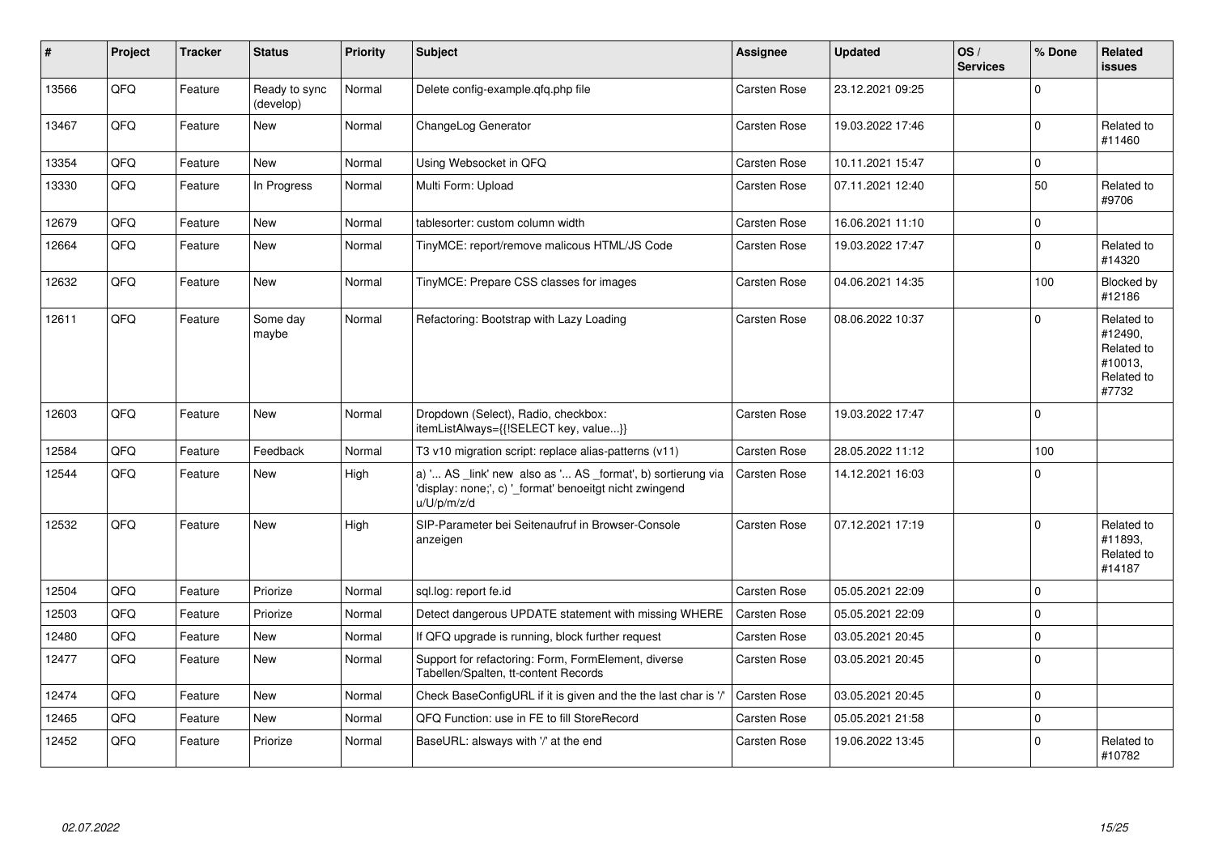| # | Project | Tracker | Status | Priority | Subject | Assignee | Updated | OS / Services | % Done | Related issues |
|---|---|---|---|---|---|---|---|---|---|---|
| 13566 | QFQ | Feature | Ready to sync (develop) | Normal | Delete config-example.qfq.php file | Carsten Rose | 23.12.2021 09:25 | | 0 | |
| 13467 | QFQ | Feature | New | Normal | ChangeLog Generator | Carsten Rose | 19.03.2022 17:46 | | 0 | Related to #11460 |
| 13354 | QFQ | Feature | New | Normal | Using Websocket in QFQ | Carsten Rose | 10.11.2021 15:47 | | 0 | |
| 13330 | QFQ | Feature | In Progress | Normal | Multi Form: Upload | Carsten Rose | 07.11.2021 12:40 | | 50 | Related to #9706 |
| 12679 | QFQ | Feature | New | Normal | tablesorter: custom column width | Carsten Rose | 16.06.2021 11:10 | | 0 | |
| 12664 | QFQ | Feature | New | Normal | TinyMCE: report/remove malicous HTML/JS Code | Carsten Rose | 19.03.2022 17:47 | | 0 | Related to #14320 |
| 12632 | QFQ | Feature | New | Normal | TinyMCE: Prepare CSS classes for images | Carsten Rose | 04.06.2021 14:35 | | 100 | Blocked by #12186 |
| 12611 | QFQ | Feature | Some day maybe | Normal | Refactoring: Bootstrap with Lazy Loading | Carsten Rose | 08.06.2022 10:37 | | 0 | Related to #12490, Related to #10013, Related to #7732 |
| 12603 | QFQ | Feature | New | Normal | Dropdown (Select), Radio, checkbox: itemListAlways={{!SELECT key, value...}} | Carsten Rose | 19.03.2022 17:47 | | 0 | |
| 12584 | QFQ | Feature | Feedback | Normal | T3 v10 migration script: replace alias-patterns (v11) | Carsten Rose | 28.05.2022 11:12 | | 100 | |
| 12544 | QFQ | Feature | New | High | a) '... AS _link' new also as '... AS _format', b) sortierung via 'display: none;', c) '_format' benoeitgt nicht zwingend u/U/p/m/z/d | Carsten Rose | 14.12.2021 16:03 | | 0 | |
| 12532 | QFQ | Feature | New | High | SIP-Parameter bei Seitenaufruf in Browser-Console anzeigen | Carsten Rose | 07.12.2021 17:19 | | 0 | Related to #11893, Related to #14187 |
| 12504 | QFQ | Feature | Priorize | Normal | sql.log: report fe.id | Carsten Rose | 05.05.2021 22:09 | | 0 | |
| 12503 | QFQ | Feature | Priorize | Normal | Detect dangerous UPDATE statement with missing WHERE | Carsten Rose | 05.05.2021 22:09 | | 0 | |
| 12480 | QFQ | Feature | New | Normal | If QFQ upgrade is running, block further request | Carsten Rose | 03.05.2021 20:45 | | 0 | |
| 12477 | QFQ | Feature | New | Normal | Support for refactoring: Form, FormElement, diverse Tabellen/Spalten, tt-content Records | Carsten Rose | 03.05.2021 20:45 | | 0 | |
| 12474 | QFQ | Feature | New | Normal | Check BaseConfigURL if it is given and the the last char is '/' | Carsten Rose | 03.05.2021 20:45 | | 0 | |
| 12465 | QFQ | Feature | New | Normal | QFQ Function: use in FE to fill StoreRecord | Carsten Rose | 05.05.2021 21:58 | | 0 | |
| 12452 | QFQ | Feature | Priorize | Normal | BaseURL: alsways with '/' at the end | Carsten Rose | 19.06.2022 13:45 | | 0 | Related to #10782 |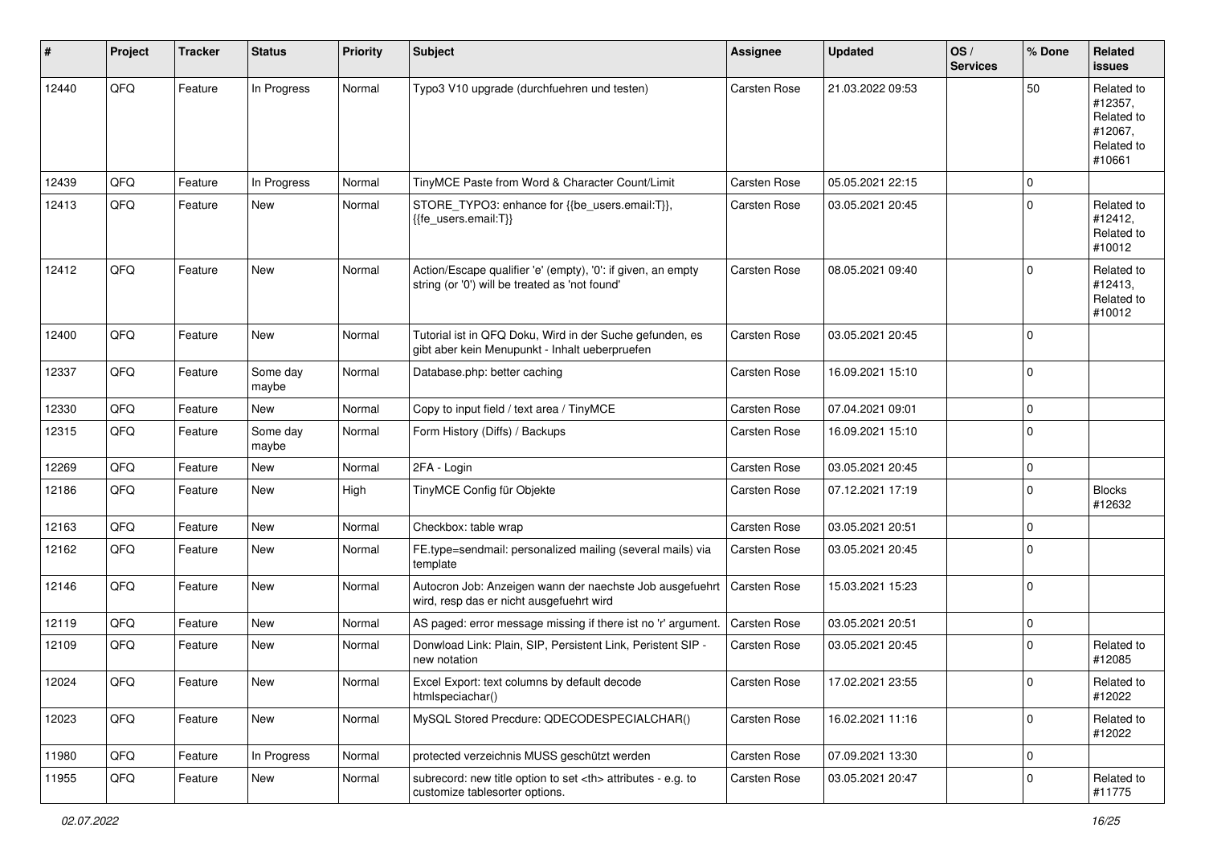| # | Project | Tracker | Status | Priority | Subject | Assignee | Updated | OS / Services | % Done | Related issues |
|---|---|---|---|---|---|---|---|---|---|---|
| 12440 | QFQ | Feature | In Progress | Normal | Typo3 V10 upgrade (durchfuehren und testen) | Carsten Rose | 21.03.2022 09:53 | | 50 | Related to #12357, Related to #12067, Related to #10661 |
| 12439 | QFQ | Feature | In Progress | Normal | TinyMCE Paste from Word & Character Count/Limit | Carsten Rose | 05.05.2021 22:15 | | 0 | |
| 12413 | QFQ | Feature | New | Normal | STORE_TYPO3: enhance for {{be_users.email:T}}, {{fe_users.email:T}} | Carsten Rose | 03.05.2021 20:45 | | 0 | Related to #12412, Related to #10012 |
| 12412 | QFQ | Feature | New | Normal | Action/Escape qualifier 'e' (empty), '0': if given, an empty string (or '0') will be treated as 'not found' | Carsten Rose | 08.05.2021 09:40 | | 0 | Related to #12413, Related to #10012 |
| 12400 | QFQ | Feature | New | Normal | Tutorial ist in QFQ Doku, Wird in der Suche gefunden, es gibt aber kein Menupunkt - Inhalt ueberpruefen | Carsten Rose | 03.05.2021 20:45 | | 0 | |
| 12337 | QFQ | Feature | Some day maybe | Normal | Database.php: better caching | Carsten Rose | 16.09.2021 15:10 | | 0 | |
| 12330 | QFQ | Feature | New | Normal | Copy to input field / text area / TinyMCE | Carsten Rose | 07.04.2021 09:01 | | 0 | |
| 12315 | QFQ | Feature | Some day maybe | Normal | Form History (Diffs) / Backups | Carsten Rose | 16.09.2021 15:10 | | 0 | |
| 12269 | QFQ | Feature | New | Normal | 2FA - Login | Carsten Rose | 03.05.2021 20:45 | | 0 | |
| 12186 | QFQ | Feature | New | High | TinyMCE Config für Objekte | Carsten Rose | 07.12.2021 17:19 | | 0 | Blocks #12632 |
| 12163 | QFQ | Feature | New | Normal | Checkbox: table wrap | Carsten Rose | 03.05.2021 20:51 | | 0 | |
| 12162 | QFQ | Feature | New | Normal | FE.type=sendmail: personalized mailing (several mails) via template | Carsten Rose | 03.05.2021 20:45 | | 0 | |
| 12146 | QFQ | Feature | New | Normal | Autocron Job: Anzeigen wann der naechste Job ausgefuehrt wird, resp das er nicht ausgefuehrt wird | Carsten Rose | 15.03.2021 15:23 | | 0 | |
| 12119 | QFQ | Feature | New | Normal | AS paged: error message missing if there ist no 'r' argument. | Carsten Rose | 03.05.2021 20:51 | | 0 | |
| 12109 | QFQ | Feature | New | Normal | Donwload Link: Plain, SIP, Persistent Link, Peristent SIP - new notation | Carsten Rose | 03.05.2021 20:45 | | 0 | Related to #12085 |
| 12024 | QFQ | Feature | New | Normal | Excel Export: text columns by default decode htmlspeciachar() | Carsten Rose | 17.02.2021 23:55 | | 0 | Related to #12022 |
| 12023 | QFQ | Feature | New | Normal | MySQL Stored Precdure: QDECODESPECIALCHAR() | Carsten Rose | 16.02.2021 11:16 | | 0 | Related to #12022 |
| 11980 | QFQ | Feature | In Progress | Normal | protected verzeichnis MUSS geschützt werden | Carsten Rose | 07.09.2021 13:30 | | 0 | |
| 11955 | QFQ | Feature | New | Normal | subrecord: new title option to set <th> attributes - e.g. to customize tablesorter options. | Carsten Rose | 03.05.2021 20:47 | | 0 | Related to #11775 |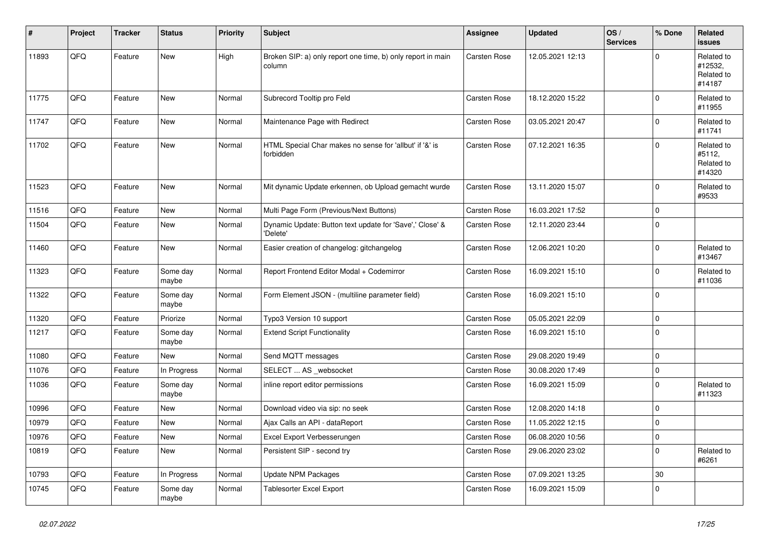| # | Project | Tracker | Status | Priority | Subject | Assignee | Updated | OS / Services | % Done | Related issues |
|---|---|---|---|---|---|---|---|---|---|---|
| 11893 | QFQ | Feature | New | High | Broken SIP: a) only report one time, b) only report in main column | Carsten Rose | 12.05.2021 12:13 | | 0 | Related to #12532, Related to #14187 |
| 11775 | QFQ | Feature | New | Normal | Subrecord Tooltip pro Feld | Carsten Rose | 18.12.2020 15:22 | | 0 | Related to #11955 |
| 11747 | QFQ | Feature | New | Normal | Maintenance Page with Redirect | Carsten Rose | 03.05.2021 20:47 | | 0 | Related to #11741 |
| 11702 | QFQ | Feature | New | Normal | HTML Special Char makes no sense for 'allbut' if '&' is forbidden | Carsten Rose | 07.12.2021 16:35 | | 0 | Related to #5112, Related to #14320 |
| 11523 | QFQ | Feature | New | Normal | Mit dynamic Update erkennen, ob Upload gemacht wurde | Carsten Rose | 13.11.2020 15:07 | | 0 | Related to #9533 |
| 11516 | QFQ | Feature | New | Normal | Multi Page Form (Previous/Next Buttons) | Carsten Rose | 16.03.2021 17:52 | | 0 | |
| 11504 | QFQ | Feature | New | Normal | Dynamic Update: Button text update for 'Save',' Close' & 'Delete' | Carsten Rose | 12.11.2020 23:44 | | 0 | |
| 11460 | QFQ | Feature | New | Normal | Easier creation of changelog: gitchangelog | Carsten Rose | 12.06.2021 10:20 | | 0 | Related to #13467 |
| 11323 | QFQ | Feature | Some day maybe | Normal | Report Frontend Editor Modal + Codemirror | Carsten Rose | 16.09.2021 15:10 | | 0 | Related to #11036 |
| 11322 | QFQ | Feature | Some day maybe | Normal | Form Element JSON - (multiline parameter field) | Carsten Rose | 16.09.2021 15:10 | | 0 | |
| 11320 | QFQ | Feature | Priorize | Normal | Typo3 Version 10 support | Carsten Rose | 05.05.2021 22:09 | | 0 | |
| 11217 | QFQ | Feature | Some day maybe | Normal | Extend Script Functionality | Carsten Rose | 16.09.2021 15:10 | | 0 | |
| 11080 | QFQ | Feature | New | Normal | Send MQTT messages | Carsten Rose | 29.08.2020 19:49 | | 0 | |
| 11076 | QFQ | Feature | In Progress | Normal | SELECT ... AS _websocket | Carsten Rose | 30.08.2020 17:49 | | 0 | |
| 11036 | QFQ | Feature | Some day maybe | Normal | inline report editor permissions | Carsten Rose | 16.09.2021 15:09 | | 0 | Related to #11323 |
| 10996 | QFQ | Feature | New | Normal | Download video via sip: no seek | Carsten Rose | 12.08.2020 14:18 | | 0 | |
| 10979 | QFQ | Feature | New | Normal | Ajax Calls an API - dataReport | Carsten Rose | 11.05.2022 12:15 | | 0 | |
| 10976 | QFQ | Feature | New | Normal | Excel Export Verbesserungen | Carsten Rose | 06.08.2020 10:56 | | 0 | |
| 10819 | QFQ | Feature | New | Normal | Persistent SIP - second try | Carsten Rose | 29.06.2020 23:02 | | 0 | Related to #6261 |
| 10793 | QFQ | Feature | In Progress | Normal | Update NPM Packages | Carsten Rose | 07.09.2021 13:25 | | 30 | |
| 10745 | QFQ | Feature | Some day maybe | Normal | Tablesorter Excel Export | Carsten Rose | 16.09.2021 15:09 | | 0 | |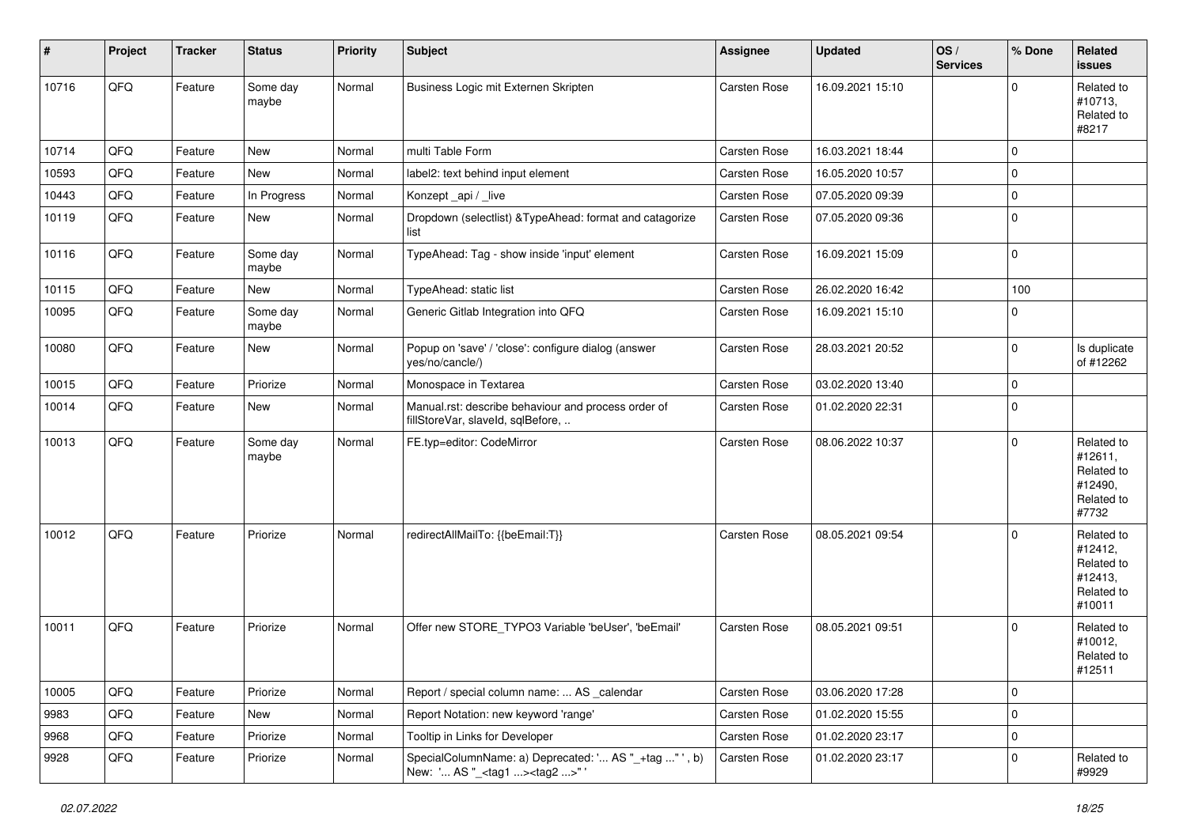| # | Project | Tracker | Status | Priority | Subject | Assignee | Updated | OS / Services | % Done | Related issues |
|---|---|---|---|---|---|---|---|---|---|---|
| 10716 | QFQ | Feature | Some day maybe | Normal | Business Logic mit Externen Skripten | Carsten Rose | 16.09.2021 15:10 | | 0 | Related to #10713, Related to #8217 |
| 10714 | QFQ | Feature | New | Normal | multi Table Form | Carsten Rose | 16.03.2021 18:44 | | 0 | |
| 10593 | QFQ | Feature | New | Normal | label2: text behind input element | Carsten Rose | 16.05.2020 10:57 | | 0 | |
| 10443 | QFQ | Feature | In Progress | Normal | Konzept _api / _live | Carsten Rose | 07.05.2020 09:39 | | 0 | |
| 10119 | QFQ | Feature | New | Normal | Dropdown (selectlist) &TypeAhead: format and catagorize list | Carsten Rose | 07.05.2020 09:36 | | 0 | |
| 10116 | QFQ | Feature | Some day maybe | Normal | TypeAhead: Tag - show inside 'input' element | Carsten Rose | 16.09.2021 15:09 | | 0 | |
| 10115 | QFQ | Feature | New | Normal | TypeAhead: static list | Carsten Rose | 26.02.2020 16:42 | | 100 | |
| 10095 | QFQ | Feature | Some day maybe | Normal | Generic Gitlab Integration into QFQ | Carsten Rose | 16.09.2021 15:10 | | 0 | |
| 10080 | QFQ | Feature | New | Normal | Popup on 'save' / 'close': configure dialog (answer yes/no/cancle/) | Carsten Rose | 28.03.2021 20:52 | | 0 | Is duplicate of #12262 |
| 10015 | QFQ | Feature | Priorize | Normal | Monospace in Textarea | Carsten Rose | 03.02.2020 13:40 | | 0 | |
| 10014 | QFQ | Feature | New | Normal | Manual.rst: describe behaviour and process order of fillStoreVar, slaveId, sqlBefore, .. | Carsten Rose | 01.02.2020 22:31 | | 0 | |
| 10013 | QFQ | Feature | Some day maybe | Normal | FE.typ=editor: CodeMirror | Carsten Rose | 08.06.2022 10:37 | | 0 | Related to #12611, Related to #12490, Related to #7732 |
| 10012 | QFQ | Feature | Priorize | Normal | redirectAllMailTo: {{beEmail:T}} | Carsten Rose | 08.05.2021 09:54 | | 0 | Related to #12412, Related to #12413, Related to #10011 |
| 10011 | QFQ | Feature | Priorize | Normal | Offer new STORE_TYPO3 Variable 'beUser', 'beEmail' | Carsten Rose | 08.05.2021 09:51 | | 0 | Related to #10012, Related to #12511 |
| 10005 | QFQ | Feature | Priorize | Normal | Report / special column name: ... AS _calendar | Carsten Rose | 03.06.2020 17:28 | | 0 | |
| 9983 | QFQ | Feature | New | Normal | Report Notation: new keyword 'range' | Carsten Rose | 01.02.2020 15:55 | | 0 | |
| 9968 | QFQ | Feature | Priorize | Normal | Tooltip in Links for Developer | Carsten Rose | 01.02.2020 23:17 | | 0 | |
| 9928 | QFQ | Feature | Priorize | Normal | SpecialColumnName: a) Deprecated: '... AS "_+tag ..." ', b) New: '... AS "_<tag1 ...><tag2 ...>" ' | Carsten Rose | 01.02.2020 23:17 | | 0 | Related to #9929 |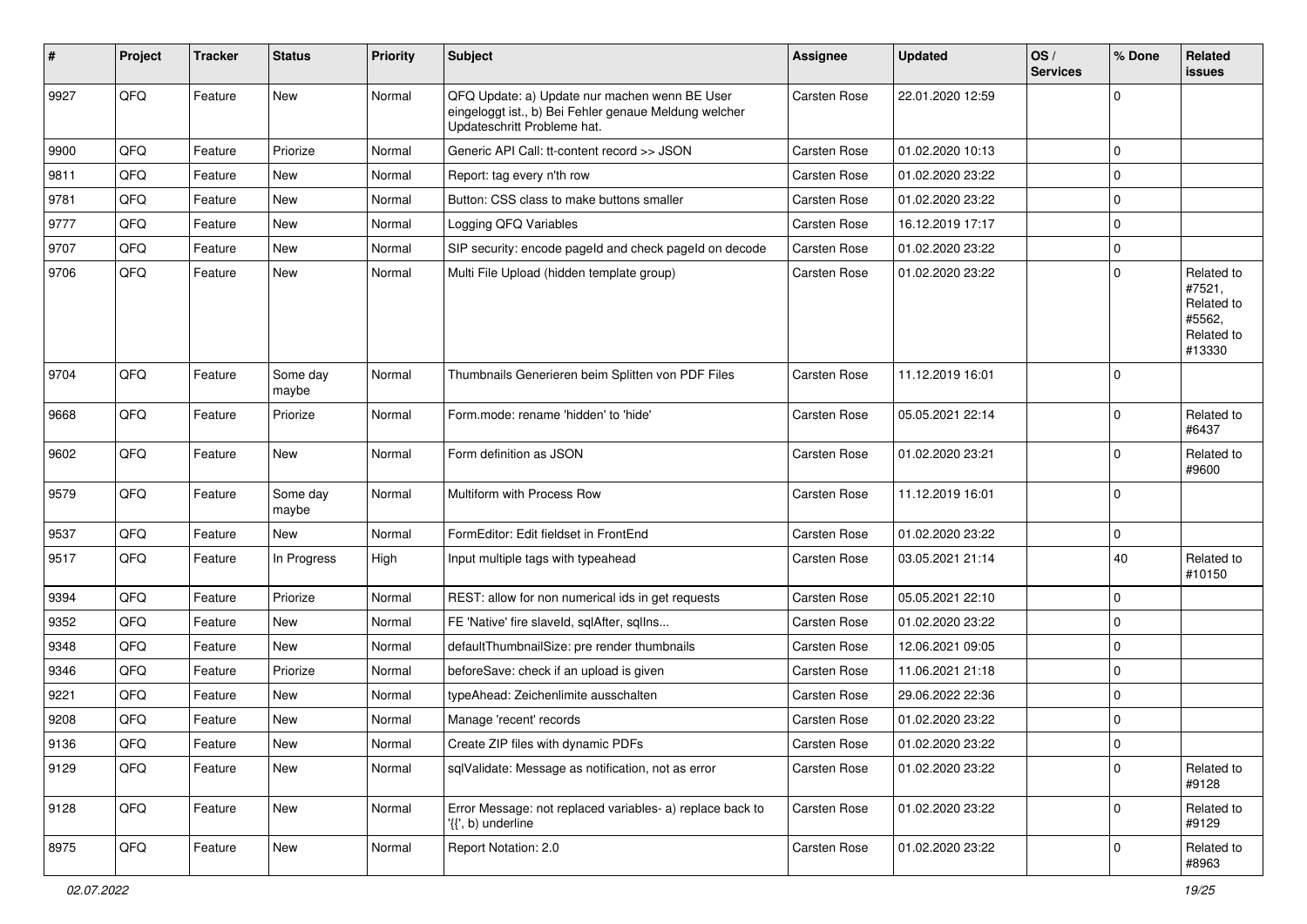| # | Project | Tracker | Status | Priority | Subject | Assignee | Updated | OS / Services | % Done | Related issues |
|---|---|---|---|---|---|---|---|---|---|---|
| 9927 | QFQ | Feature | New | Normal | QFQ Update: a) Update nur machen wenn BE User eingeloggt ist., b) Bei Fehler genaue Meldung welcher Updateschritt Probleme hat. | Carsten Rose | 22.01.2020 12:59 | | 0 | |
| 9900 | QFQ | Feature | Priorize | Normal | Generic API Call: tt-content record >> JSON | Carsten Rose | 01.02.2020 10:13 | | 0 | |
| 9811 | QFQ | Feature | New | Normal | Report: tag every n'th row | Carsten Rose | 01.02.2020 23:22 | | 0 | |
| 9781 | QFQ | Feature | New | Normal | Button: CSS class to make buttons smaller | Carsten Rose | 01.02.2020 23:22 | | 0 | |
| 9777 | QFQ | Feature | New | Normal | Logging QFQ Variables | Carsten Rose | 16.12.2019 17:17 | | 0 | |
| 9707 | QFQ | Feature | New | Normal | SIP security: encode pageId and check pageId on decode | Carsten Rose | 01.02.2020 23:22 | | 0 | |
| 9706 | QFQ | Feature | New | Normal | Multi File Upload (hidden template group) | Carsten Rose | 01.02.2020 23:22 | | 0 | Related to #7521, Related to #5562, Related to #13330 |
| 9704 | QFQ | Feature | Some day maybe | Normal | Thumbnails Generieren beim Splitten von PDF Files | Carsten Rose | 11.12.2019 16:01 | | 0 | |
| 9668 | QFQ | Feature | Priorize | Normal | Form.mode: rename 'hidden' to 'hide' | Carsten Rose | 05.05.2021 22:14 | | 0 | Related to #6437 |
| 9602 | QFQ | Feature | New | Normal | Form definition as JSON | Carsten Rose | 01.02.2020 23:21 | | 0 | Related to #9600 |
| 9579 | QFQ | Feature | Some day maybe | Normal | Multiform with Process Row | Carsten Rose | 11.12.2019 16:01 | | 0 | |
| 9537 | QFQ | Feature | New | Normal | FormEditor: Edit fieldset in FrontEnd | Carsten Rose | 01.02.2020 23:22 | | 0 | |
| 9517 | QFQ | Feature | In Progress | High | Input multiple tags with typeahead | Carsten Rose | 03.05.2021 21:14 | | 40 | Related to #10150 |
| 9394 | QFQ | Feature | Priorize | Normal | REST: allow for non numerical ids in get requests | Carsten Rose | 05.05.2021 22:10 | | 0 | |
| 9352 | QFQ | Feature | New | Normal | FE 'Native' fire slaveId, sqlAfter, sqlIns... | Carsten Rose | 01.02.2020 23:22 | | 0 | |
| 9348 | QFQ | Feature | New | Normal | defaultThumbnailSize: pre render thumbnails | Carsten Rose | 12.06.2021 09:05 | | 0 | |
| 9346 | QFQ | Feature | Priorize | Normal | beforeSave: check if an upload is given | Carsten Rose | 11.06.2021 21:18 | | 0 | |
| 9221 | QFQ | Feature | New | Normal | typeAhead: Zeichenlimite ausschalten | Carsten Rose | 29.06.2022 22:36 | | 0 | |
| 9208 | QFQ | Feature | New | Normal | Manage 'recent' records | Carsten Rose | 01.02.2020 23:22 | | 0 | |
| 9136 | QFQ | Feature | New | Normal | Create ZIP files with dynamic PDFs | Carsten Rose | 01.02.2020 23:22 | | 0 | |
| 9129 | QFQ | Feature | New | Normal | sqlValidate: Message as notification, not as error | Carsten Rose | 01.02.2020 23:22 | | 0 | Related to #9128 |
| 9128 | QFQ | Feature | New | Normal | Error Message: not replaced variables- a) replace back to '{{', b) underline | Carsten Rose | 01.02.2020 23:22 | | 0 | Related to #9129 |
| 8975 | QFQ | Feature | New | Normal | Report Notation: 2.0 | Carsten Rose | 01.02.2020 23:22 | | 0 | Related to #8963 |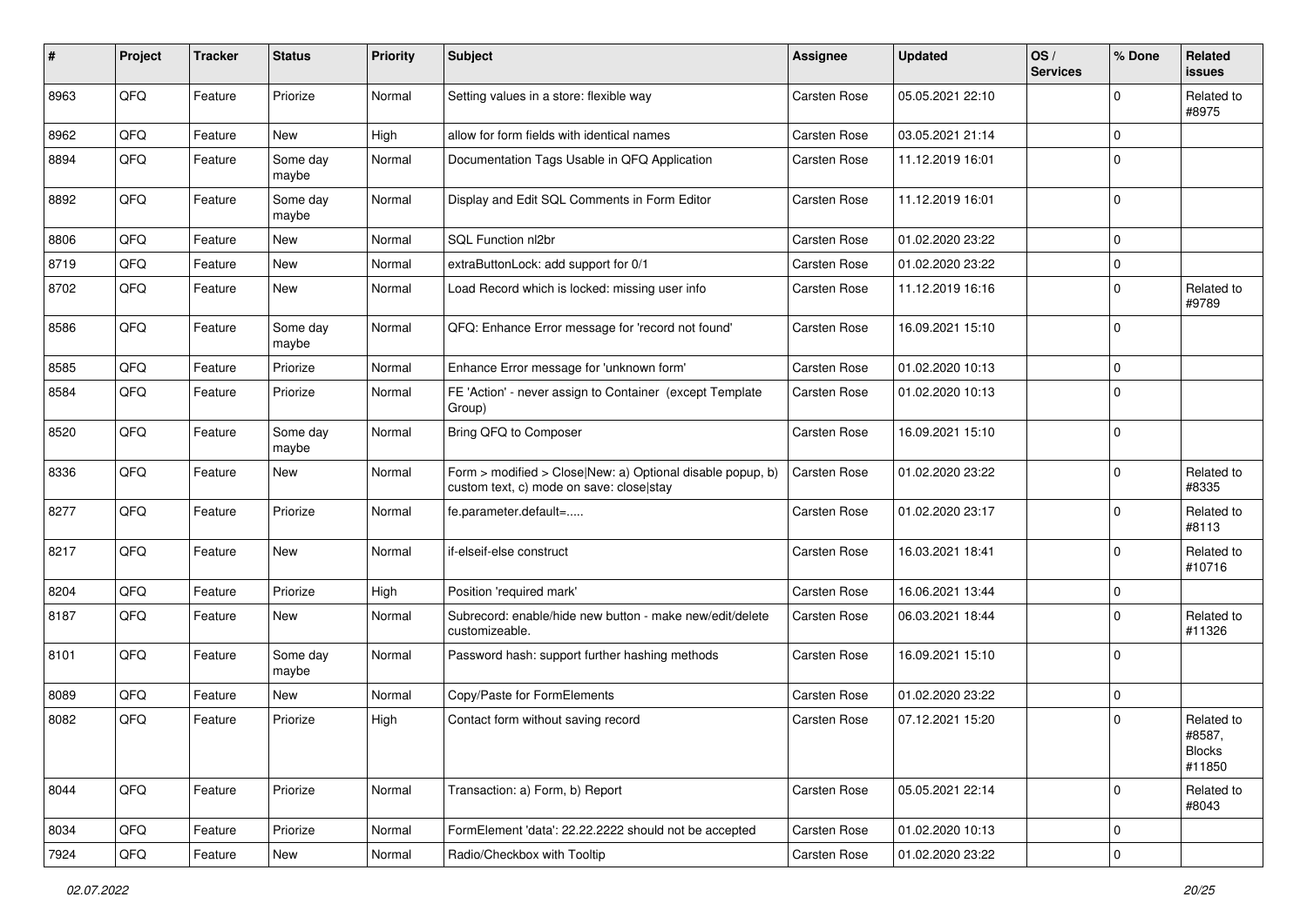| # | Project | Tracker | Status | Priority | Subject | Assignee | Updated | OS / Services | % Done | Related issues |
|---|---|---|---|---|---|---|---|---|---|---|
| 8963 | QFQ | Feature | Priorize | Normal | Setting values in a store: flexible way | Carsten Rose | 05.05.2021 22:10 | | 0 | Related to #8975 |
| 8962 | QFQ | Feature | New | High | allow for form fields with identical names | Carsten Rose | 03.05.2021 21:14 | | 0 | |
| 8894 | QFQ | Feature | Some day maybe | Normal | Documentation Tags Usable in QFQ Application | Carsten Rose | 11.12.2019 16:01 | | 0 | |
| 8892 | QFQ | Feature | Some day maybe | Normal | Display and Edit SQL Comments in Form Editor | Carsten Rose | 11.12.2019 16:01 | | 0 | |
| 8806 | QFQ | Feature | New | Normal | SQL Function nl2br | Carsten Rose | 01.02.2020 23:22 | | 0 | |
| 8719 | QFQ | Feature | New | Normal | extraButtonLock: add support for 0/1 | Carsten Rose | 01.02.2020 23:22 | | 0 | |
| 8702 | QFQ | Feature | New | Normal | Load Record which is locked: missing user info | Carsten Rose | 11.12.2019 16:16 | | 0 | Related to #9789 |
| 8586 | QFQ | Feature | Some day maybe | Normal | QFQ: Enhance Error message for 'record not found' | Carsten Rose | 16.09.2021 15:10 | | 0 | |
| 8585 | QFQ | Feature | Priorize | Normal | Enhance Error message for 'unknown form' | Carsten Rose | 01.02.2020 10:13 | | 0 | |
| 8584 | QFQ | Feature | Priorize | Normal | FE 'Action' - never assign to Container (except Template Group) | Carsten Rose | 01.02.2020 10:13 | | 0 | |
| 8520 | QFQ | Feature | Some day maybe | Normal | Bring QFQ to Composer | Carsten Rose | 16.09.2021 15:10 | | 0 | |
| 8336 | QFQ | Feature | New | Normal | Form > modified > Close\|New: a) Optional disable popup, b) custom text, c) mode on save: close\|stay | Carsten Rose | 01.02.2020 23:22 | | 0 | Related to #8335 |
| 8277 | QFQ | Feature | Priorize | Normal | fe.parameter.default=..... | Carsten Rose | 01.02.2020 23:17 | | 0 | Related to #8113 |
| 8217 | QFQ | Feature | New | Normal | if-elseif-else construct | Carsten Rose | 16.03.2021 18:41 | | 0 | Related to #10716 |
| 8204 | QFQ | Feature | Priorize | High | Position 'required mark' | Carsten Rose | 16.06.2021 13:44 | | 0 | |
| 8187 | QFQ | Feature | New | Normal | Subrecord: enable/hide new button - make new/edit/delete customizeable. | Carsten Rose | 06.03.2021 18:44 | | 0 | Related to #11326 |
| 8101 | QFQ | Feature | Some day maybe | Normal | Password hash: support further hashing methods | Carsten Rose | 16.09.2021 15:10 | | 0 | |
| 8089 | QFQ | Feature | New | Normal | Copy/Paste for FormElements | Carsten Rose | 01.02.2020 23:22 | | 0 | |
| 8082 | QFQ | Feature | Priorize | High | Contact form without saving record | Carsten Rose | 07.12.2021 15:20 | | 0 | Related to #8587, Blocks #11850 |
| 8044 | QFQ | Feature | Priorize | Normal | Transaction: a) Form, b) Report | Carsten Rose | 05.05.2021 22:14 | | 0 | Related to #8043 |
| 8034 | QFQ | Feature | Priorize | Normal | FormElement 'data': 22.22.2222 should not be accepted | Carsten Rose | 01.02.2020 10:13 | | 0 | |
| 7924 | QFQ | Feature | New | Normal | Radio/Checkbox with Tooltip | Carsten Rose | 01.02.2020 23:22 | | 0 | |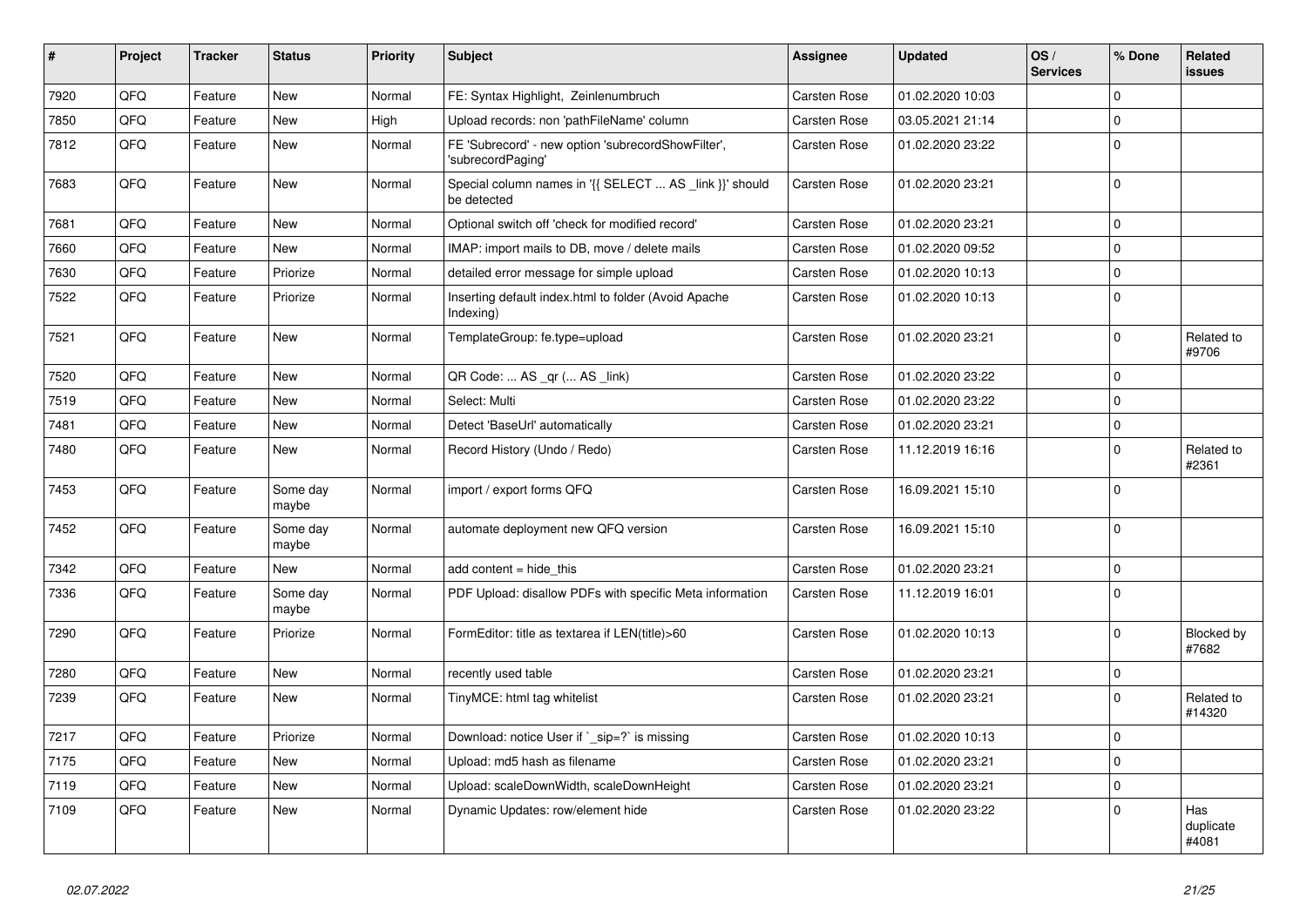| # | Project | Tracker | Status | Priority | Subject | Assignee | Updated | OS / Services | % Done | Related issues |
|---|---|---|---|---|---|---|---|---|---|---|
| 7920 | QFQ | Feature | New | Normal | FE: Syntax Highlight, Zeilenumbruch | Carsten Rose | 01.02.2020 10:03 | | 0 | |
| 7850 | QFQ | Feature | New | High | Upload records: non 'pathFileName' column | Carsten Rose | 03.05.2021 21:14 | | 0 | |
| 7812 | QFQ | Feature | New | Normal | FE 'Subrecord' - new option 'subrecordShowFilter', 'subrecordPaging' | Carsten Rose | 01.02.2020 23:22 | | 0 | |
| 7683 | QFQ | Feature | New | Normal | Special column names in '{{ SELECT ... AS _link }}' should be detected | Carsten Rose | 01.02.2020 23:21 | | 0 | |
| 7681 | QFQ | Feature | New | Normal | Optional switch off 'check for modified record' | Carsten Rose | 01.02.2020 23:21 | | 0 | |
| 7660 | QFQ | Feature | New | Normal | IMAP: import mails to DB, move / delete mails | Carsten Rose | 01.02.2020 09:52 | | 0 | |
| 7630 | QFQ | Feature | Priorize | Normal | detailed error message for simple upload | Carsten Rose | 01.02.2020 10:13 | | 0 | |
| 7522 | QFQ | Feature | Priorize | Normal | Inserting default index.html to folder (Avoid Apache Indexing) | Carsten Rose | 01.02.2020 10:13 | | 0 | |
| 7521 | QFQ | Feature | New | Normal | TemplateGroup: fe.type=upload | Carsten Rose | 01.02.2020 23:21 | | 0 | Related to #9706 |
| 7520 | QFQ | Feature | New | Normal | QR Code: ... AS _qr (... AS _link) | Carsten Rose | 01.02.2020 23:22 | | 0 | |
| 7519 | QFQ | Feature | New | Normal | Select: Multi | Carsten Rose | 01.02.2020 23:22 | | 0 | |
| 7481 | QFQ | Feature | New | Normal | Detect 'BaseUrl' automatically | Carsten Rose | 01.02.2020 23:21 | | 0 | |
| 7480 | QFQ | Feature | New | Normal | Record History (Undo / Redo) | Carsten Rose | 11.12.2019 16:16 | | 0 | Related to #2361 |
| 7453 | QFQ | Feature | Some day maybe | Normal | import / export forms QFQ | Carsten Rose | 16.09.2021 15:10 | | 0 | |
| 7452 | QFQ | Feature | Some day maybe | Normal | automate deployment new QFQ version | Carsten Rose | 16.09.2021 15:10 | | 0 | |
| 7342 | QFQ | Feature | New | Normal | add content = hide_this | Carsten Rose | 01.02.2020 23:21 | | 0 | |
| 7336 | QFQ | Feature | Some day maybe | Normal | PDF Upload: disallow PDFs with specific Meta information | Carsten Rose | 11.12.2019 16:01 | | 0 | |
| 7290 | QFQ | Feature | Priorize | Normal | FormEditor: title as textarea if LEN(title)>60 | Carsten Rose | 01.02.2020 10:13 | | 0 | Blocked by #7682 |
| 7280 | QFQ | Feature | New | Normal | recently used table | Carsten Rose | 01.02.2020 23:21 | | 0 | |
| 7239 | QFQ | Feature | New | Normal | TinyMCE: html tag whitelist | Carsten Rose | 01.02.2020 23:21 | | 0 | Related to #14320 |
| 7217 | QFQ | Feature | Priorize | Normal | Download: notice User if `_sip=?` is missing | Carsten Rose | 01.02.2020 10:13 | | 0 | |
| 7175 | QFQ | Feature | New | Normal | Upload: md5 hash as filename | Carsten Rose | 01.02.2020 23:21 | | 0 | |
| 7119 | QFQ | Feature | New | Normal | Upload: scaleDownWidth, scaleDownHeight | Carsten Rose | 01.02.2020 23:21 | | 0 | |
| 7109 | QFQ | Feature | New | Normal | Dynamic Updates: row/element hide | Carsten Rose | 01.02.2020 23:22 | | 0 | Has duplicate #4081 |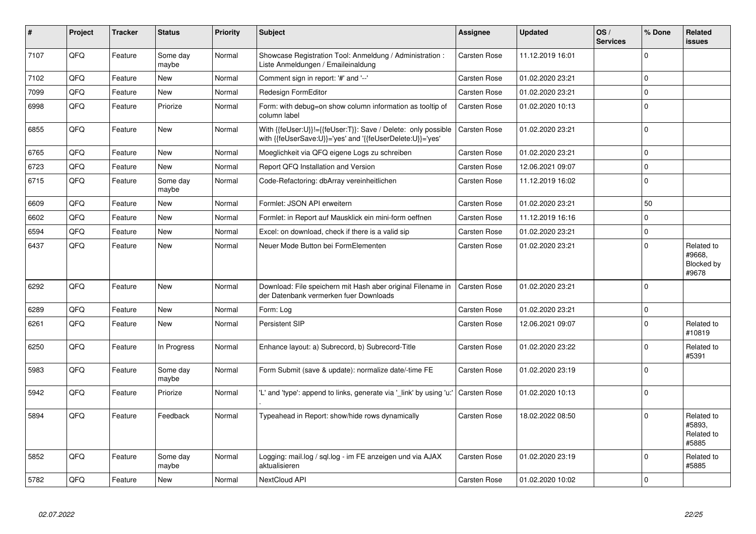| # | Project | Tracker | Status | Priority | Subject | Assignee | Updated | OS / Services | % Done | Related issues |
|---|---|---|---|---|---|---|---|---|---|---|
| 7107 | QFQ | Feature | Some day maybe | Normal | Showcase Registration Tool: Anmeldung / Administration : Liste Anmeldungen / Emaileinaldung | Carsten Rose | 11.12.2019 16:01 | | 0 | |
| 7102 | QFQ | Feature | New | Normal | Comment sign in report: '#' and '--' | Carsten Rose | 01.02.2020 23:21 | | 0 | |
| 7099 | QFQ | Feature | New | Normal | Redesign FormEditor | Carsten Rose | 01.02.2020 23:21 | | 0 | |
| 6998 | QFQ | Feature | Priorize | Normal | Form: with debug=on show column information as tooltip of column label | Carsten Rose | 01.02.2020 10:13 | | 0 | |
| 6855 | QFQ | Feature | New | Normal | With {{feUser:U}}!={{feUser:T}}: Save / Delete: only possible with {{feUserSave:U}}='yes' and '{{feUserDelete:U}}='yes' | Carsten Rose | 01.02.2020 23:21 | | 0 | |
| 6765 | QFQ | Feature | New | Normal | Moeglichkeit via QFQ eigene Logs zu schreiben | Carsten Rose | 01.02.2020 23:21 | | 0 | |
| 6723 | QFQ | Feature | New | Normal | Report QFQ Installation and Version | Carsten Rose | 12.06.2021 09:07 | | 0 | |
| 6715 | QFQ | Feature | Some day maybe | Normal | Code-Refactoring: dbArray vereinheitlichen | Carsten Rose | 11.12.2019 16:02 | | 0 | |
| 6609 | QFQ | Feature | New | Normal | Formlet: JSON API erweitern | Carsten Rose | 01.02.2020 23:21 | | 50 | |
| 6602 | QFQ | Feature | New | Normal | Formlet: in Report auf Mausklick ein mini-form oeffnen | Carsten Rose | 11.12.2019 16:16 | | 0 | |
| 6594 | QFQ | Feature | New | Normal | Excel: on download, check if there is a valid sip | Carsten Rose | 01.02.2020 23:21 | | 0 | |
| 6437 | QFQ | Feature | New | Normal | Neuer Mode Button bei FormElementen | Carsten Rose | 01.02.2020 23:21 | | 0 | Related to #9668, Blocked by #9678 |
| 6292 | QFQ | Feature | New | Normal | Download: File speichern mit Hash aber original Filename in der Datenbank vermerken fuer Downloads | Carsten Rose | 01.02.2020 23:21 | | 0 | |
| 6289 | QFQ | Feature | New | Normal | Form: Log | Carsten Rose | 01.02.2020 23:21 | | 0 | |
| 6261 | QFQ | Feature | New | Normal | Persistent SIP | Carsten Rose | 12.06.2021 09:07 | | 0 | Related to #10819 |
| 6250 | QFQ | Feature | In Progress | Normal | Enhance layout: a) Subrecord, b) Subrecord-Title | Carsten Rose | 01.02.2020 23:22 | | 0 | Related to #5391 |
| 5983 | QFQ | Feature | Some day maybe | Normal | Form Submit (save & update): normalize date/-time FE | Carsten Rose | 01.02.2020 23:19 | | 0 | |
| 5942 | QFQ | Feature | Priorize | Normal | 'L' and 'type': append to links, generate via '_link' by using 'u:' . | Carsten Rose | 01.02.2020 10:13 | | 0 | |
| 5894 | QFQ | Feature | Feedback | Normal | Typeahead in Report: show/hide rows dynamically | Carsten Rose | 18.02.2022 08:50 | | 0 | Related to #5893, Related to #5885 |
| 5852 | QFQ | Feature | Some day maybe | Normal | Logging: mail.log / sql.log - im FE anzeigen und via AJAX aktualisieren | Carsten Rose | 01.02.2020 23:19 | | 0 | Related to #5885 |
| 5782 | QFQ | Feature | New | Normal | NextCloud API | Carsten Rose | 01.02.2020 10:02 | | 0 | |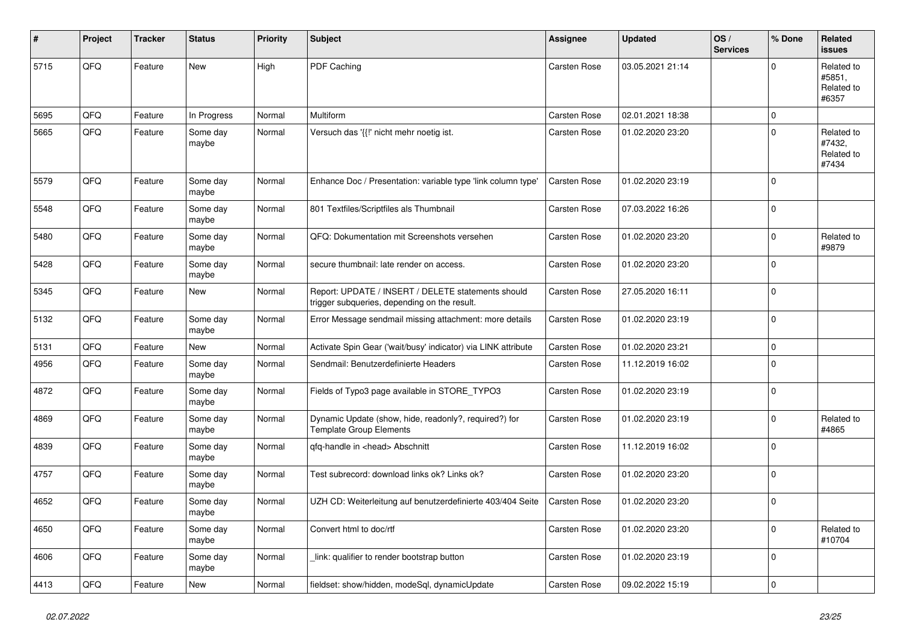| # | Project | Tracker | Status | Priority | Subject | Assignee | Updated | OS / Services | % Done | Related issues |
|---|---|---|---|---|---|---|---|---|---|---|
| 5715 | QFQ | Feature | New | High | PDF Caching | Carsten Rose | 03.05.2021 21:14 | | 0 | Related to #5851, Related to #6357 |
| 5695 | QFQ | Feature | In Progress | Normal | Multiform | Carsten Rose | 02.01.2021 18:38 | | 0 | |
| 5665 | QFQ | Feature | Some day maybe | Normal | Versuch das '{{!' nicht mehr noetig ist. | Carsten Rose | 01.02.2020 23:20 | | 0 | Related to #7432, Related to #7434 |
| 5579 | QFQ | Feature | Some day maybe | Normal | Enhance Doc / Presentation: variable type 'link column type' | Carsten Rose | 01.02.2020 23:19 | | 0 | |
| 5548 | QFQ | Feature | Some day maybe | Normal | 801 Textfiles/Scriptfiles als Thumbnail | Carsten Rose | 07.03.2022 16:26 | | 0 | |
| 5480 | QFQ | Feature | Some day maybe | Normal | QFQ: Dokumentation mit Screenshots versehen | Carsten Rose | 01.02.2020 23:20 | | 0 | Related to #9879 |
| 5428 | QFQ | Feature | Some day maybe | Normal | secure thumbnail: late render on access. | Carsten Rose | 01.02.2020 23:20 | | 0 | |
| 5345 | QFQ | Feature | New | Normal | Report: UPDATE / INSERT / DELETE statements should trigger subqueries, depending on the result. | Carsten Rose | 27.05.2020 16:11 | | 0 | |
| 5132 | QFQ | Feature | Some day maybe | Normal | Error Message sendmail missing attachment: more details | Carsten Rose | 01.02.2020 23:19 | | 0 | |
| 5131 | QFQ | Feature | New | Normal | Activate Spin Gear ('wait/busy' indicator) via LINK attribute | Carsten Rose | 01.02.2020 23:21 | | 0 | |
| 4956 | QFQ | Feature | Some day maybe | Normal | Sendmail: Benutzerdefinierte Headers | Carsten Rose | 11.12.2019 16:02 | | 0 | |
| 4872 | QFQ | Feature | Some day maybe | Normal | Fields of Typo3 page available in STORE_TYPO3 | Carsten Rose | 01.02.2020 23:19 | | 0 | |
| 4869 | QFQ | Feature | Some day maybe | Normal | Dynamic Update (show, hide, readonly?, required?) for Template Group Elements | Carsten Rose | 01.02.2020 23:19 | | 0 | Related to #4865 |
| 4839 | QFQ | Feature | Some day maybe | Normal | qfq-handle in <head> Abschnitt | Carsten Rose | 11.12.2019 16:02 | | 0 | |
| 4757 | QFQ | Feature | Some day maybe | Normal | Test subrecord: download links ok? Links ok? | Carsten Rose | 01.02.2020 23:20 | | 0 | |
| 4652 | QFQ | Feature | Some day maybe | Normal | UZH CD: Weiterleitung auf benutzerdefinierte 403/404 Seite | Carsten Rose | 01.02.2020 23:20 | | 0 | |
| 4650 | QFQ | Feature | Some day maybe | Normal | Convert html to doc/rtf | Carsten Rose | 01.02.2020 23:20 | | 0 | Related to #10704 |
| 4606 | QFQ | Feature | Some day maybe | Normal | _link: qualifier to render bootstrap button | Carsten Rose | 01.02.2020 23:19 | | 0 | |
| 4413 | QFQ | Feature | New | Normal | fieldset: show/hidden, modeSql, dynamicUpdate | Carsten Rose | 09.02.2022 15:19 | | 0 | |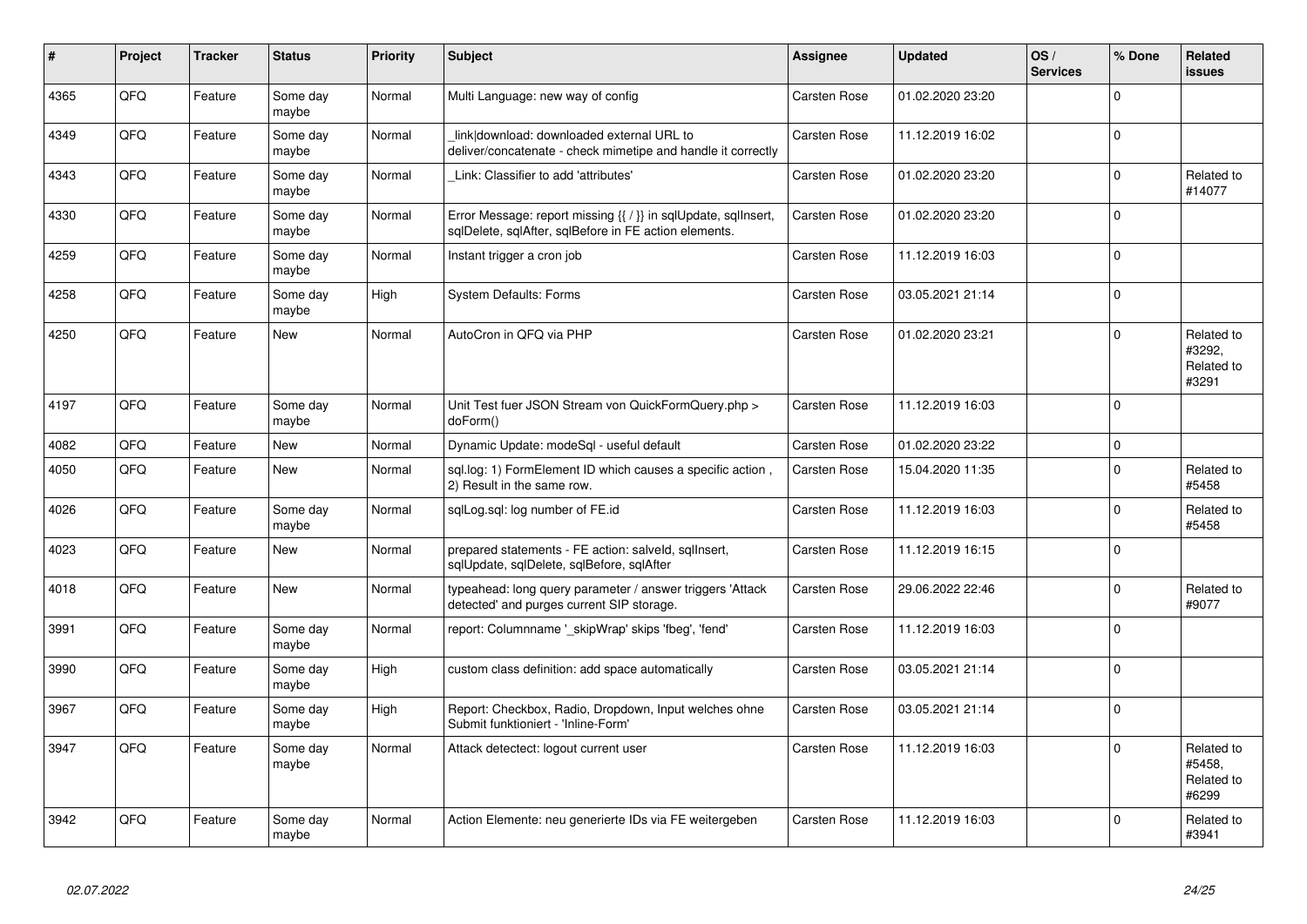| # | Project | Tracker | Status | Priority | Subject | Assignee | Updated | OS / Services | % Done | Related issues |
|---|---|---|---|---|---|---|---|---|---|---|
| 4365 | QFQ | Feature | Some day maybe | Normal | Multi Language: new way of config | Carsten Rose | 01.02.2020 23:20 | | 0 | |
| 4349 | QFQ | Feature | Some day maybe | Normal | _link\|download: downloaded external URL to deliver/concatenate - check mimetipe and handle it correctly | Carsten Rose | 11.12.2019 16:02 | | 0 | |
| 4343 | QFQ | Feature | Some day maybe | Normal | _Link: Classifier to add 'attributes' | Carsten Rose | 01.02.2020 23:20 | | 0 | Related to #14077 |
| 4330 | QFQ | Feature | Some day maybe | Normal | Error Message: report missing {{ / }} in sqlUpdate, sqlInsert, sqlDelete, sqlAfter, sqlBefore in FE action elements. | Carsten Rose | 01.02.2020 23:20 | | 0 | |
| 4259 | QFQ | Feature | Some day maybe | Normal | Instant trigger a cron job | Carsten Rose | 11.12.2019 16:03 | | 0 | |
| 4258 | QFQ | Feature | Some day maybe | High | System Defaults: Forms | Carsten Rose | 03.05.2021 21:14 | | 0 | |
| 4250 | QFQ | Feature | New | Normal | AutoCron in QFQ via PHP | Carsten Rose | 01.02.2020 23:21 | | 0 | Related to #3292, Related to #3291 |
| 4197 | QFQ | Feature | Some day maybe | Normal | Unit Test fuer JSON Stream von QuickFormQuery.php > doForm() | Carsten Rose | 11.12.2019 16:03 | | 0 | |
| 4082 | QFQ | Feature | New | Normal | Dynamic Update: modeSql - useful default | Carsten Rose | 01.02.2020 23:22 | | 0 | |
| 4050 | QFQ | Feature | New | Normal | sql.log: 1) FormElement ID which causes a specific action , 2) Result in the same row. | Carsten Rose | 15.04.2020 11:35 | | 0 | Related to #5458 |
| 4026 | QFQ | Feature | Some day maybe | Normal | sqlLog.sql: log number of FE.id | Carsten Rose | 11.12.2019 16:03 | | 0 | Related to #5458 |
| 4023 | QFQ | Feature | New | Normal | prepared statements - FE action: salveld, sqlInsert, sqlUpdate, sqlDelete, sqlBefore, sqlAfter | Carsten Rose | 11.12.2019 16:15 | | 0 | |
| 4018 | QFQ | Feature | New | Normal | typeahead: long query parameter / answer triggers 'Attack detected' and purges current SIP storage. | Carsten Rose | 29.06.2022 22:46 | | 0 | Related to #9077 |
| 3991 | QFQ | Feature | Some day maybe | Normal | report: Columnname '_skipWrap' skips 'fbeg', 'fend' | Carsten Rose | 11.12.2019 16:03 | | 0 | |
| 3990 | QFQ | Feature | Some day maybe | High | custom class definition: add space automatically | Carsten Rose | 03.05.2021 21:14 | | 0 | |
| 3967 | QFQ | Feature | Some day maybe | High | Report: Checkbox, Radio, Dropdown, Input welches ohne Submit funktioniert - 'Inline-Form' | Carsten Rose | 03.05.2021 21:14 | | 0 | |
| 3947 | QFQ | Feature | Some day maybe | Normal | Attack detectect: logout current user | Carsten Rose | 11.12.2019 16:03 | | 0 | Related to #5458, Related to #6299 |
| 3942 | QFQ | Feature | Some day maybe | Normal | Action Elemente: neu generierte IDs via FE weitergeben | Carsten Rose | 11.12.2019 16:03 | | 0 | Related to #3941 |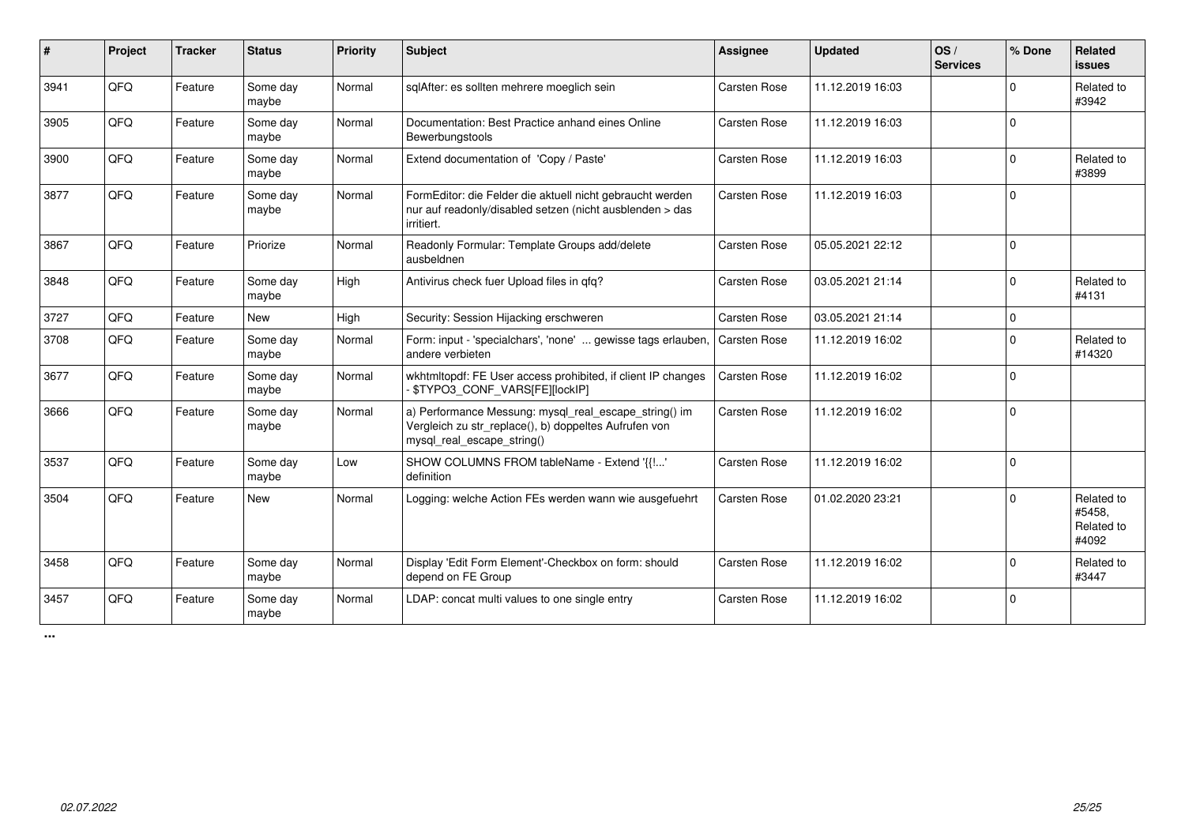| # | Project | Tracker | Status | Priority | Subject | Assignee | Updated | OS / Services | % Done | Related issues |
|---|---|---|---|---|---|---|---|---|---|---|
| 3941 | QFQ | Feature | Some day maybe | Normal | sqlAfter: es sollten mehrere moeglich sein | Carsten Rose | 11.12.2019 16:03 | | 0 | Related to #3942 |
| 3905 | QFQ | Feature | Some day maybe | Normal | Documentation: Best Practice anhand eines Online Bewerbungstools | Carsten Rose | 11.12.2019 16:03 | | 0 | |
| 3900 | QFQ | Feature | Some day maybe | Normal | Extend documentation of 'Copy / Paste' | Carsten Rose | 11.12.2019 16:03 | | 0 | Related to #3899 |
| 3877 | QFQ | Feature | Some day maybe | Normal | FormEditor: die Felder die aktuell nicht gebraucht werden nur auf readonly/disabled setzen (nicht ausblenden > das irritiert. | Carsten Rose | 11.12.2019 16:03 | | 0 | |
| 3867 | QFQ | Feature | Priorize | Normal | Readonly Formular: Template Groups add/delete ausbeldnen | Carsten Rose | 05.05.2021 22:12 | | 0 | |
| 3848 | QFQ | Feature | Some day maybe | High | Antivirus check fuer Upload files in qfq? | Carsten Rose | 03.05.2021 21:14 | | 0 | Related to #4131 |
| 3727 | QFQ | Feature | New | High | Security: Session Hijacking erschweren | Carsten Rose | 03.05.2021 21:14 | | 0 | |
| 3708 | QFQ | Feature | Some day maybe | Normal | Form: input - 'specialchars', 'none' ... gewisse tags erlauben, andere verbieten | Carsten Rose | 11.12.2019 16:02 | | 0 | Related to #14320 |
| 3677 | QFQ | Feature | Some day maybe | Normal | wkhtmltopdf: FE User access prohibited, if client IP changes - $TYPO3_CONF_VARS[FE][lockIP] | Carsten Rose | 11.12.2019 16:02 | | 0 | |
| 3666 | QFQ | Feature | Some day maybe | Normal | a) Performance Messung: mysql_real_escape_string() im Vergleich zu str_replace(), b) doppeltes Aufrufen von mysql_real_escape_string() | Carsten Rose | 11.12.2019 16:02 | | 0 | |
| 3537 | QFQ | Feature | Some day maybe | Low | SHOW COLUMNS FROM tableName - Extend '{{!...' definition | Carsten Rose | 11.12.2019 16:02 | | 0 | |
| 3504 | QFQ | Feature | New | Normal | Logging: welche Action FEs werden wann wie ausgefuehrt | Carsten Rose | 01.02.2020 23:21 | | 0 | Related to #5458, Related to #4092 |
| 3458 | QFQ | Feature | Some day maybe | Normal | Display 'Edit Form Element'-Checkbox on form: should depend on FE Group | Carsten Rose | 11.12.2019 16:02 | | 0 | Related to #3447 |
| 3457 | QFQ | Feature | Some day maybe | Normal | LDAP: concat multi values to one single entry | Carsten Rose | 11.12.2019 16:02 | | 0 | |

...